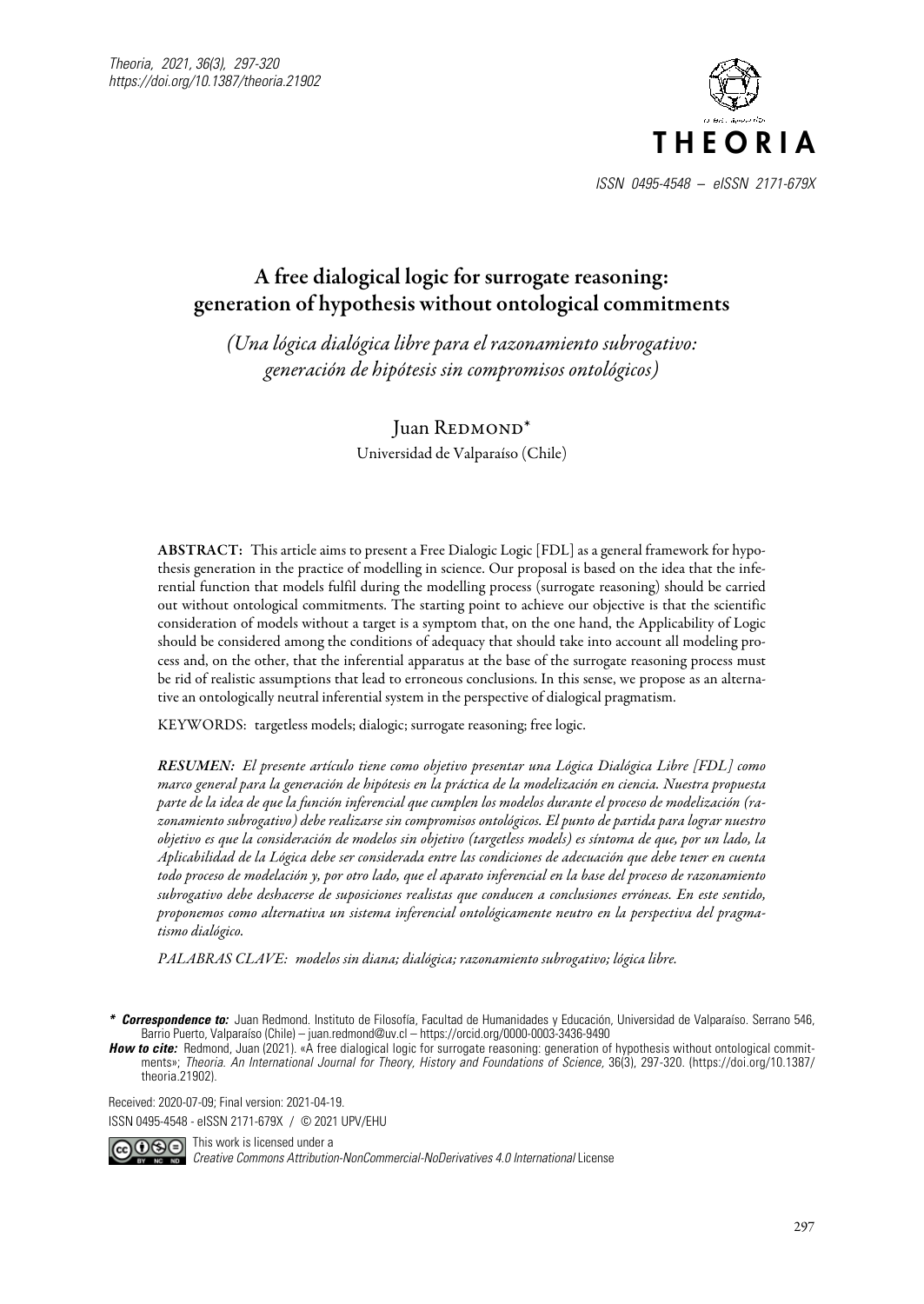# A free dialogical logic for surrogate reasoning: generation of hypothesis without ontological commitments

*(Una lógica dialógica libre para el razonamiento subrogativo: generación de hipótesis sin compromisos ontológicos)*

Juan Redmond*

Universidad de Valparaíso (Chile)

**ABSTRACT:** This article aims to present a Free Dialogic Logic [FDL] as a general framework for hypothesis generation in the practice of modelling in science. Our proposal is based on the idea that the inferential function that models fulfil during the modelling process (surrogate reasoning) should be carried out without ontological commitments. The starting point to achieve our objective is that the scientific consideration of models without a target is a symptom that, on the one hand, the Applicability of Logic should be considered among the conditions of adequacy that should take into account all modeling process and, on the other, that the inferential apparatus at the base of the surrogate reasoning process must be rid of realistic assumptions that lead to erroneous conclusions. In this sense, we propose as an alternative an ontologically neutral inferential system in the perspective of dialogical pragmatism.

KEYWORDS: targetless models; dialogic; surrogate reasoning; free logic.

***RESUMEN:*** *El presente artículo tiene como objetivo presentar una Lógica Dialógica Libre [FDL] como marco general para la generación de hipótesis en la práctica de la modelización en ciencia. Nuestra propuesta parte de la idea de que la función inferencial que cumplen los modelos durante el proceso de modelización (razonamiento subrogativo) debe realizarse sin compromisos ontológicos. El punto de partida para lograr nuestro objetivo es que la consideración de modelos sin objetivo (targetless models) es síntoma de que, por un lado, la Aplicabilidad de la Lógica debe ser considerada entre las condiciones de adecuación que debe tener en cuenta todo proceso de modelación y, por otro lado, que el aparato inferencial en la base del proceso de razonamiento subrogativo debe deshacerse de suposiciones realistas que conducen a conclusiones erróneas. En este sentido, proponemos como alternativa un sistema inferencial ontológicamente neutro en la perspectiva del pragmatismo dialógico.*

*PALABRAS CLAVE: modelos sin diana; dialógica; razonamiento subrogativo; lógica libre.*

***Correspondence to:*** Juan Redmond. Instituto de Filosofía, Facultad de Humanidades y Educación, Universidad de Valparaíso. Serrano 546, Barrio Puerto, Valparaíso (Chile) – juan.redmond@uv.cl – https://orcid.org/0000-0003-3436-9490

***How to cite:*** Redmond, Juan (2021). «A free dialogical logic for surrogate reasoning: generation of hypothesis without ontological commitments»; *Theoria. An International Journal for Theory, History and Foundations of Science,* 36(3), 297-320. (https://doi.org/10.1387/theoria.21902).

Received: 2020-07-09; Final version: 2021-04-19.

ISSN 0495-4548 - eISSN 2171-679X / © 2021 UPV/EHU

This work is licensed under a *Creative Commons Attribution-NonCommercial-NoDerivatives 4.0 International* License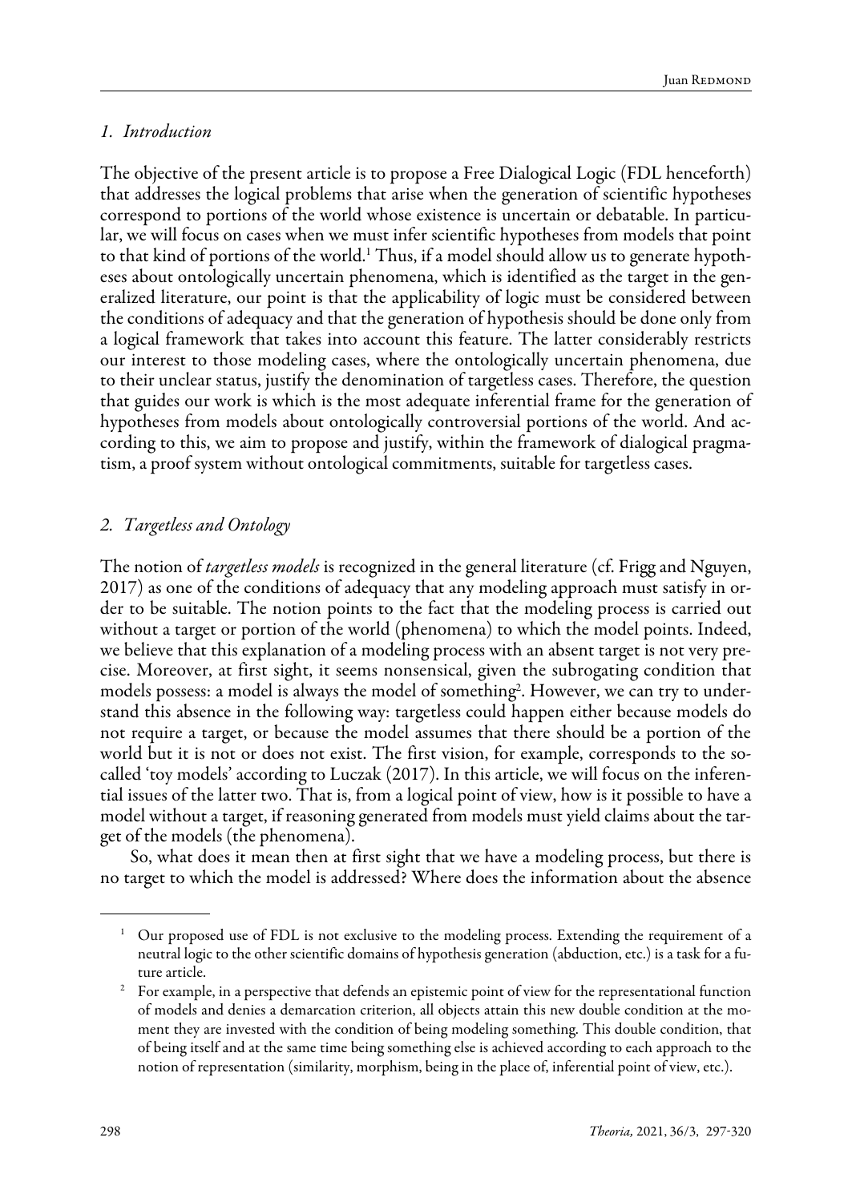## *1. Introduction*

The objective of the present article is to propose a Free Dialogical Logic (FDL henceforth) that addresses the logical problems that arise when the generation of scientific hypotheses correspond to portions of the world whose existence is uncertain or debatable. In particular, we will focus on cases when we must infer scientific hypotheses from models that point to that kind of portions of the world.[1] Thus, if a model should allow us to generate hypotheses about ontologically uncertain phenomena, which is identified as the target in the generalized literature, our point is that the applicability of logic must be considered between the conditions of adequacy and that the generation of hypothesis should be done only from a logical framework that takes into account this feature. The latter considerably restricts our interest to those modeling cases, where the ontologically uncertain phenomena, due to their unclear status, justify the denomination of targetless cases. Therefore, the question that guides our work is which is the most adequate inferential frame for the generation of hypotheses from models about ontologically controversial portions of the world. And according to this, we aim to propose and justify, within the framework of dialogical pragmatism, a proof system without ontological commitments, suitable for targetless cases.

## *2. Targetless and Ontology*

The notion of *targetless models* is recognized in the general literature (cf. Frigg and Nguyen, 2017) as one of the conditions of adequacy that any modeling approach must satisfy in order to be suitable. The notion points to the fact that the modeling process is carried out without a target or portion of the world (phenomena) to which the model points. Indeed, we believe that this explanation of a modeling process with an absent target is not very precise. Moreover, at first sight, it seems nonsensical, given the subrogating condition that models possess: a model is always the model of something[2]. However, we can try to understand this absence in the following way: targetless could happen either because models do not require a target, or because the model assumes that there should be a portion of the world but it is not or does not exist. The first vision, for example, corresponds to the so-called 'toy models' according to Luczak (2017). In this article, we will focus on the inferential issues of the latter two. That is, from a logical point of view, how is it possible to have a model without a target, if reasoning generated from models must yield claims about the target of the models (the phenomena).

So, what does it mean then at first sight that we have a modeling process, but there is no target to which the model is addressed? Where does the information about the absence

---

[1] Our proposed use of FDL is not exclusive to the modeling process. Extending the requirement of a neutral logic to the other scientific domains of hypothesis generation (abduction, etc.) is a task for a future article.

[2] For example, in a perspective that defends an epistemic point of view for the representational function of models and denies a demarcation criterion, all objects attain this new double condition at the moment they are invested with the condition of being modeling something. This double condition, that of being itself and at the same time being something else is achieved according to each approach to the notion of representation (similarity, morphism, being in the place of, inferential point of view, etc.).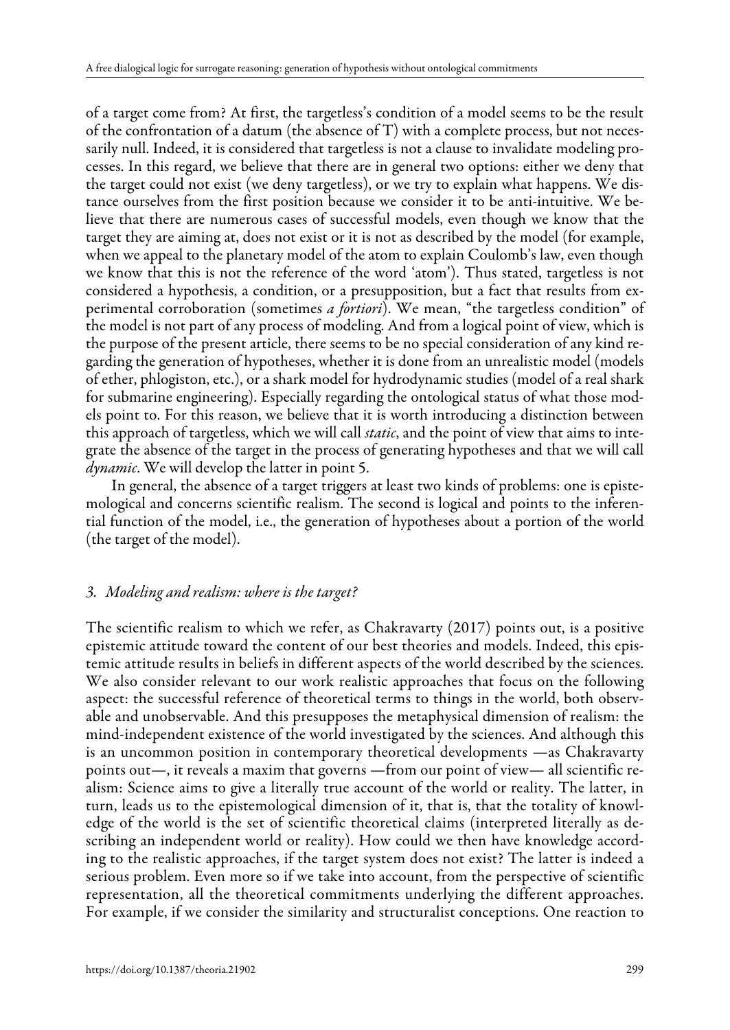of a target come from? At first, the targetless's condition of a model seems to be the result of the confrontation of a datum (the absence of T) with a complete process, but not necessarily null. Indeed, it is considered that targetless is not a clause to invalidate modeling processes. In this regard, we believe that there are in general two options: either we deny that the target could not exist (we deny targetless), or we try to explain what happens. We distance ourselves from the first position because we consider it to be anti-intuitive. We believe that there are numerous cases of successful models, even though we know that the target they are aiming at, does not exist or it is not as described by the model (for example, when we appeal to the planetary model of the atom to explain Coulomb's law, even though we know that this is not the reference of the word 'atom'). Thus stated, targetless is not considered a hypothesis, a condition, or a presupposition, but a fact that results from experimental corroboration (sometimes *a fortiori*). We mean, "the targetless condition" of the model is not part of any process of modeling. And from a logical point of view, which is the purpose of the present article, there seems to be no special consideration of any kind regarding the generation of hypotheses, whether it is done from an unrealistic model (models of ether, phlogiston, etc.), or a shark model for hydrodynamic studies (model of a real shark for submarine engineering). Especially regarding the ontological status of what those models point to. For this reason, we believe that it is worth introducing a distinction between this approach of targetless, which we will call *static*, and the point of view that aims to integrate the absence of the target in the process of generating hypotheses and that we will call *dynamic*. We will develop the latter in point 5.

In general, the absence of a target triggers at least two kinds of problems: one is epistemological and concerns scientific realism. The second is logical and points to the inferential function of the model, i.e., the generation of hypotheses about a portion of the world (the target of the model).

## *3. Modeling and realism: where is the target?*

The scientific realism to which we refer, as Chakravarty (2017) points out, is a positive epistemic attitude toward the content of our best theories and models. Indeed, this epistemic attitude results in beliefs in different aspects of the world described by the sciences. We also consider relevant to our work realistic approaches that focus on the following aspect: the successful reference of theoretical terms to things in the world, both observable and unobservable. And this presupposes the metaphysical dimension of realism: the mind-independent existence of the world investigated by the sciences. And although this is an uncommon position in contemporary theoretical developments —as Chakravarty points out—, it reveals a maxim that governs —from our point of view— all scientific realism: Science aims to give a literally true account of the world or reality. The latter, in turn, leads us to the epistemological dimension of it, that is, that the totality of knowledge of the world is the set of scientific theoretical claims (interpreted literally as describing an independent world or reality). How could we then have knowledge according to the realistic approaches, if the target system does not exist? The latter is indeed a serious problem. Even more so if we take into account, from the perspective of scientific representation, all the theoretical commitments underlying the different approaches. For example, if we consider the similarity and structuralist conceptions. One reaction to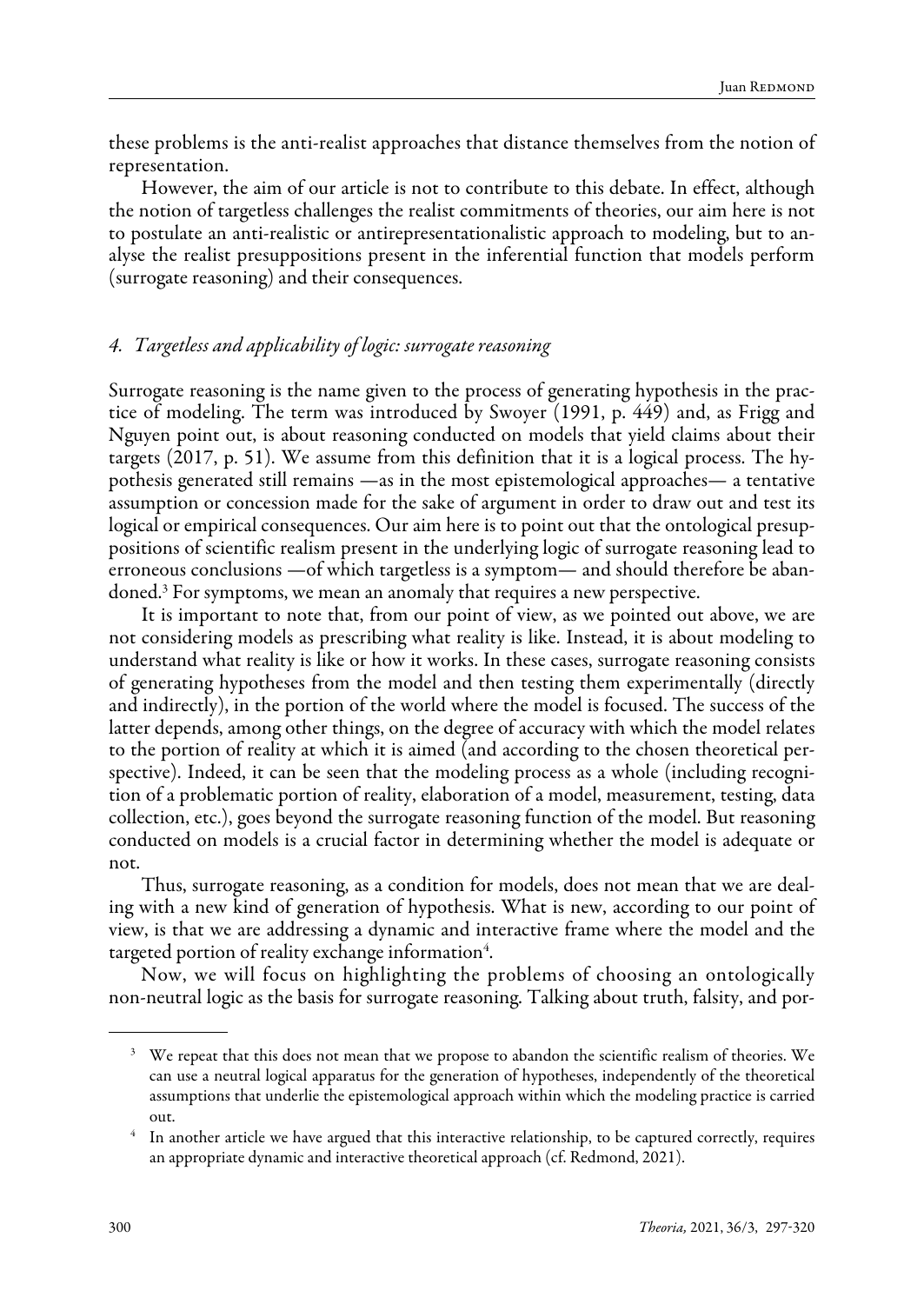these problems is the anti-realist approaches that distance themselves from the notion of representation.

However, the aim of our article is not to contribute to this debate. In effect, although the notion of targetless challenges the realist commitments of theories, our aim here is not to postulate an anti-realistic or antirepresentationalistic approach to modeling, but to analyse the realist presuppositions present in the inferential function that models perform (surrogate reasoning) and their consequences.

## *4. Targetless and applicability of logic: surrogate reasoning*

Surrogate reasoning is the name given to the process of generating hypothesis in the practice of modeling. The term was introduced by Swoyer (1991, p. 449) and, as Frigg and Nguyen point out, is about reasoning conducted on models that yield claims about their targets (2017, p. 51). We assume from this definition that it is a logical process. The hypothesis generated still remains —as in the most epistemological approaches— a tentative assumption or concession made for the sake of argument in order to draw out and test its logical or empirical consequences. Our aim here is to point out that the ontological presuppositions of scientific realism present in the underlying logic of surrogate reasoning lead to erroneous conclusions —of which targetless is a symptom— and should therefore be abandoned.[3] For symptoms, we mean an anomaly that requires a new perspective.

It is important to note that, from our point of view, as we pointed out above, we are not considering models as prescribing what reality is like. Instead, it is about modeling to understand what reality is like or how it works. In these cases, surrogate reasoning consists of generating hypotheses from the model and then testing them experimentally (directly and indirectly), in the portion of the world where the model is focused. The success of the latter depends, among other things, on the degree of accuracy with which the model relates to the portion of reality at which it is aimed (and according to the chosen theoretical perspective). Indeed, it can be seen that the modeling process as a whole (including recognition of a problematic portion of reality, elaboration of a model, measurement, testing, data collection, etc.), goes beyond the surrogate reasoning function of the model. But reasoning conducted on models is a crucial factor in determining whether the model is adequate or not.

Thus, surrogate reasoning, as a condition for models, does not mean that we are dealing with a new kind of generation of hypothesis. What is new, according to our point of view, is that we are addressing a dynamic and interactive frame where the model and the targeted portion of reality exchange information[4].

Now, we will focus on highlighting the problems of choosing an ontologically non-neutral logic as the basis for surrogate reasoning. Talking about truth, falsity, and por-

---

[3] We repeat that this does not mean that we propose to abandon the scientific realism of theories. We can use a neutral logical apparatus for the generation of hypotheses, independently of the theoretical assumptions that underlie the epistemological approach within which the modeling practice is carried out.

[4] In another article we have argued that this interactive relationship, to be captured correctly, requires an appropriate dynamic and interactive theoretical approach (cf. Redmond, 2021).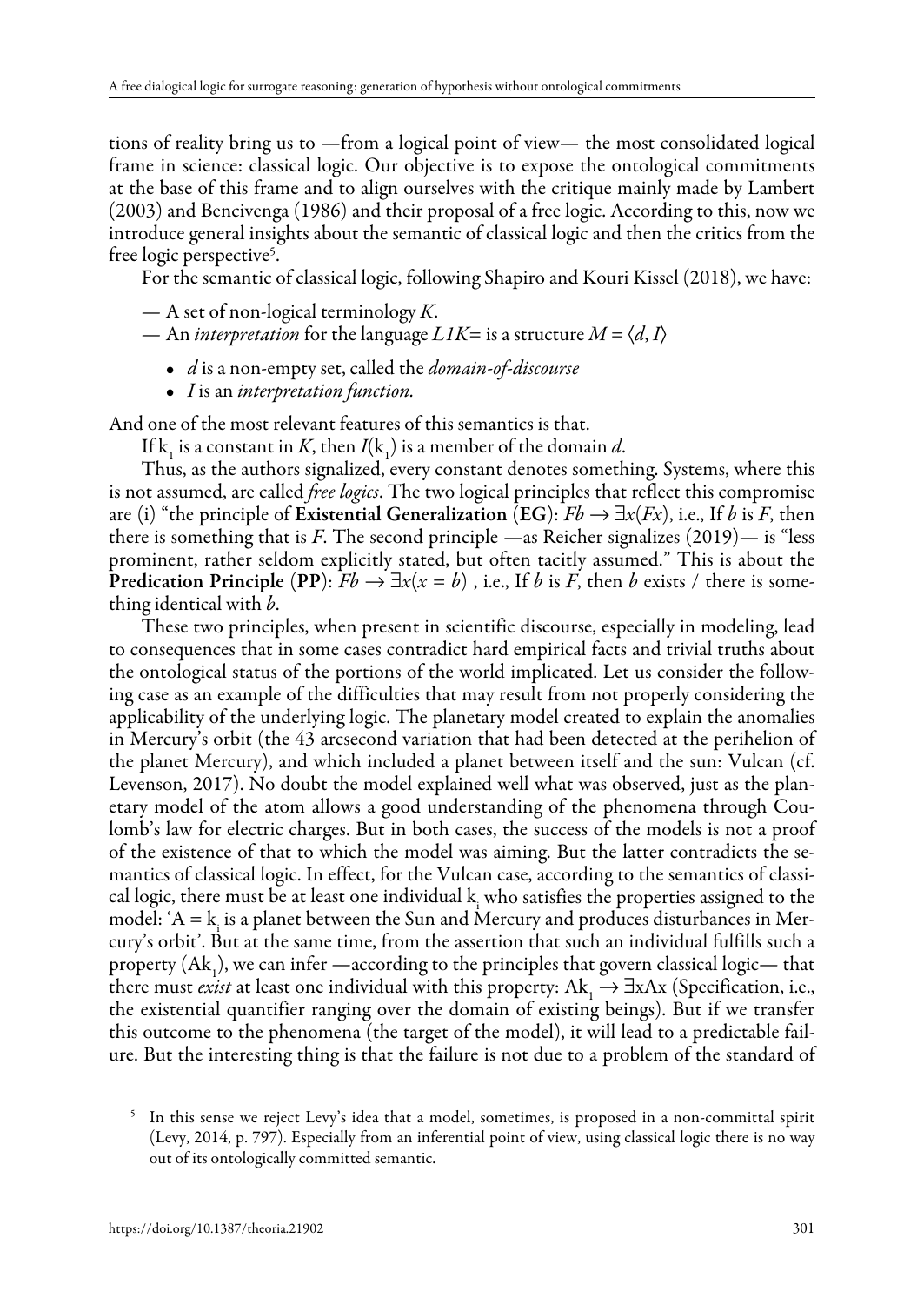tions of reality bring us to —from a logical point of view— the most consolidated logical frame in science: classical logic. Our objective is to expose the ontological commitments at the base of this frame and to align ourselves with the critique mainly made by Lambert (2003) and Bencivenga (1986) and their proposal of a free logic. According to this, now we introduce general insights about the semantic of classical logic and then the critics from the free logic perspective[5].

For the semantic of classical logic, following Shapiro and Kouri Kissel (2018), we have:

— A set of non-logical terminology $K$.

— An *interpretation* for the language $L1K$= is a structure $M = \langle d, I \rangle$

- $d$ is a non-empty set, called the *domain-of-discourse*
- $I$ is an *interpretation function*.

And one of the most relevant features of this semantics is that.

If $k_1$ is a constant in $K$, then $I(k_1)$ is a member of the domain $d$.

Thus, as the authors signalized, every constant denotes something. Systems, where this is not assumed, are called *free logics*. The two logical principles that reflect this compromise are (i) "the principle of **Existential Generalization** (**EG**): $Fb \rightarrow \exists x(Fx)$, i.e., If $b$ is $F$, then there is something that is $F$. The second principle —as Reicher signalizes (2019)— is "less prominent, rather seldom explicitly stated, but often tacitly assumed." This is about the **Predication Principle** (**PP**): $Fb \rightarrow \exists x(x = b)$ , i.e., If $b$ is $F$, then $b$ exists / there is something identical with $b$.

These two principles, when present in scientific discourse, especially in modeling, lead to consequences that in some cases contradict hard empirical facts and trivial truths about the ontological status of the portions of the world implicated. Let us consider the following case as an example of the difficulties that may result from not properly considering the applicability of the underlying logic. The planetary model created to explain the anomalies in Mercury's orbit (the 43 arcsecond variation that had been detected at the perihelion of the planet Mercury), and which included a planet between itself and the sun: Vulcan (cf. Levenson, 2017). No doubt the model explained well what was observed, just as the planetary model of the atom allows a good understanding of the phenomena through Coulomb's law for electric charges. But in both cases, the success of the models is not a proof of the existence of that to which the model was aiming. But the latter contradicts the semantics of classical logic. In effect, for the Vulcan case, according to the semantics of classical logic, there must be at least one individual $k_i$ who satisfies the properties assigned to the model: '$A = k_i$ is a planet between the Sun and Mercury and produces disturbances in Mercury's orbit'. But at the same time, from the assertion that such an individual fulfills such a property ($Ak_1$), we can infer —according to the principles that govern classical logic— that there must *exist* at least one individual with this property: $Ak_1 \rightarrow \exists xAx$ (Specification, i.e., the existential quantifier ranging over the domain of existing beings). But if we transfer this outcome to the phenomena (the target of the model), it will lead to a predictable failure. But the interesting thing is that the failure is not due to a problem of the standard of

[5] In this sense we reject Levy's idea that a model, sometimes, is proposed in a non-committal spirit (Levy, 2014, p. 797). Especially from an inferential point of view, using classical logic there is no way out of its ontologically committed semantic.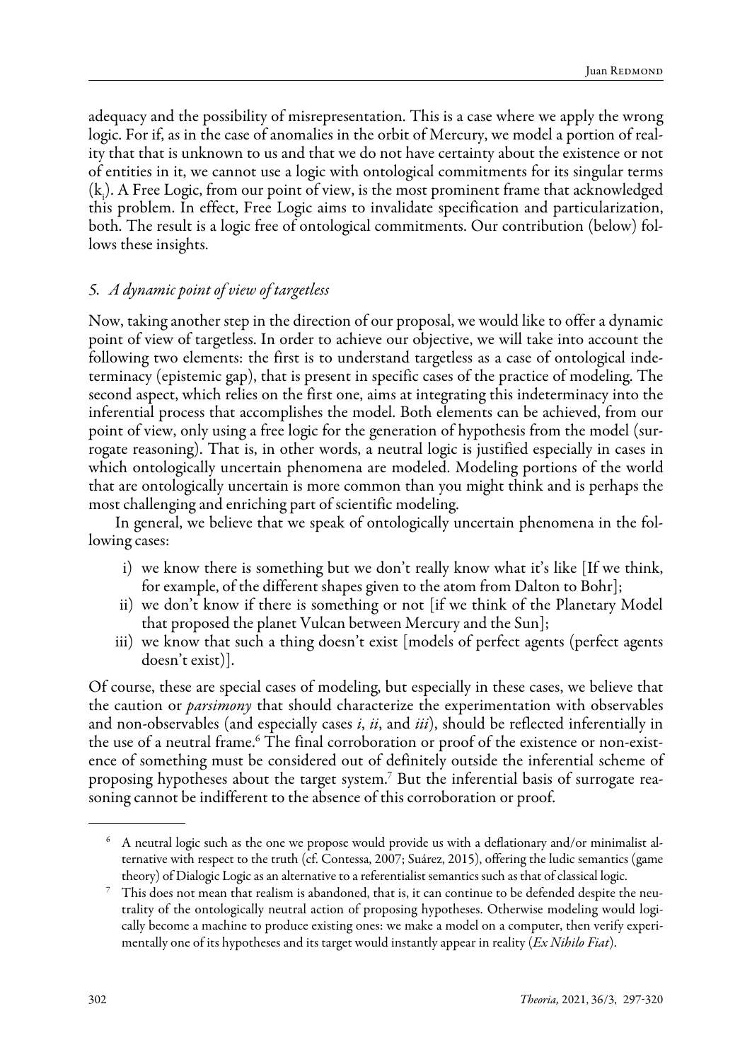adequacy and the possibility of misrepresentation. This is a case where we apply the wrong logic. For if, as in the case of anomalies in the orbit of Mercury, we model a portion of reality that that is unknown to us and that we do not have certainty about the existence or not of entities in it, we cannot use a logic with ontological commitments for its singular terms ($k_i$). A Free Logic, from our point of view, is the most prominent frame that acknowledged this problem. In effect, Free Logic aims to invalidate specification and particularization, both. The result is a logic free of ontological commitments. Our contribution (below) follows these insights.

## *5. A dynamic point of view of targetless*

Now, taking another step in the direction of our proposal, we would like to offer a dynamic point of view of targetless. In order to achieve our objective, we will take into account the following two elements: the first is to understand targetless as a case of ontological indeterminacy (epistemic gap), that is present in specific cases of the practice of modeling. The second aspect, which relies on the first one, aims at integrating this indeterminacy into the inferential process that accomplishes the model. Both elements can be achieved, from our point of view, only using a free logic for the generation of hypothesis from the model (surrogate reasoning). That is, in other words, a neutral logic is justified especially in cases in which ontologically uncertain phenomena are modeled. Modeling portions of the world that are ontologically uncertain is more common than you might think and is perhaps the most challenging and enriching part of scientific modeling.

In general, we believe that we speak of ontologically uncertain phenomena in the following cases:

i) we know there is something but we don't really know what it's like [If we think, for example, of the different shapes given to the atom from Dalton to Bohr];
ii) we don't know if there is something or not [if we think of the Planetary Model that proposed the planet Vulcan between Mercury and the Sun];
iii) we know that such a thing doesn't exist [models of perfect agents (perfect agents doesn't exist)].

Of course, these are special cases of modeling, but especially in these cases, we believe that the caution or *parsimony* that should characterize the experimentation with observables and non-observables (and especially cases *i*, *ii*, and *iii*), should be reflected inferentially in the use of a neutral frame.[6] The final corroboration or proof of the existence or non-existence of something must be considered out of definitely outside the inferential scheme of proposing hypotheses about the target system.[7] But the inferential basis of surrogate reasoning cannot be indifferent to the absence of this corroboration or proof.

---

[6] A neutral logic such as the one we propose would provide us with a deflationary and/or minimalist alternative with respect to the truth (cf. Contessa, 2007; Suárez, 2015), offering the ludic semantics (game theory) of Dialogic Logic as an alternative to a referentialist semantics such as that of classical logic.

[7] This does not mean that realism is abandoned, that is, it can continue to be defended despite the neutrality of the ontologically neutral action of proposing hypotheses. Otherwise modeling would logically become a machine to produce existing ones: we make a model on a computer, then verify experimentally one of its hypotheses and its target would instantly appear in reality (*Ex Nihilo Fiat*).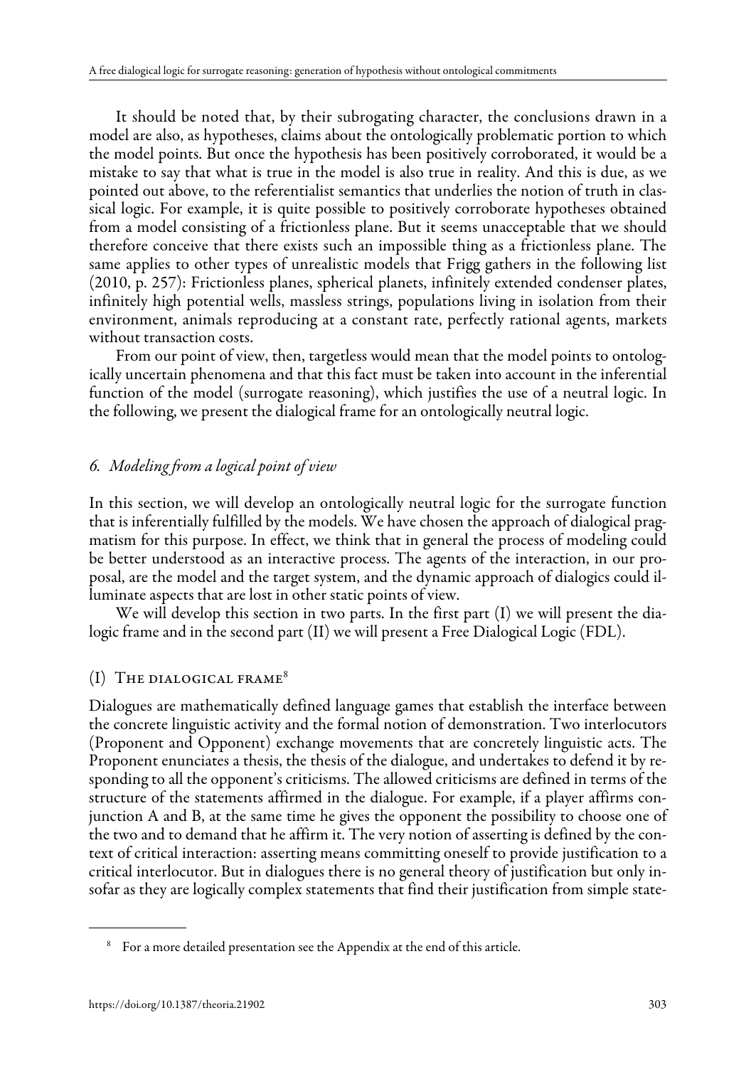It should be noted that, by their subrogating character, the conclusions drawn in a model are also, as hypotheses, claims about the ontologically problematic portion to which the model points. But once the hypothesis has been positively corroborated, it would be a mistake to say that what is true in the model is also true in reality. And this is due, as we pointed out above, to the referentialist semantics that underlies the notion of truth in classical logic. For example, it is quite possible to positively corroborate hypotheses obtained from a model consisting of a frictionless plane. But it seems unacceptable that we should therefore conceive that there exists such an impossible thing as a frictionless plane. The same applies to other types of unrealistic models that Frigg gathers in the following list (2010, p. 257): Frictionless planes, spherical planets, infinitely extended condenser plates, infinitely high potential wells, massless strings, populations living in isolation from their environment, animals reproducing at a constant rate, perfectly rational agents, markets without transaction costs.

From our point of view, then, targetless would mean that the model points to ontologically uncertain phenomena and that this fact must be taken into account in the inferential function of the model (surrogate reasoning), which justifies the use of a neutral logic. In the following, we present the dialogical frame for an ontologically neutral logic.

## *6. Modeling from a logical point of view*

In this section, we will develop an ontologically neutral logic for the surrogate function that is inferentially fulfilled by the models. We have chosen the approach of dialogical pragmatism for this purpose. In effect, we think that in general the process of modeling could be better understood as an interactive process. The agents of the interaction, in our proposal, are the model and the target system, and the dynamic approach of dialogics could illuminate aspects that are lost in other static points of view.

We will develop this section in two parts. In the first part (I) we will present the dialogic frame and in the second part (II) we will present a Free Dialogical Logic (FDL).

### (I) The dialogical frame[8]

Dialogues are mathematically defined language games that establish the interface between the concrete linguistic activity and the formal notion of demonstration. Two interlocutors (Proponent and Opponent) exchange movements that are concretely linguistic acts. The Proponent enunciates a thesis, the thesis of the dialogue, and undertakes to defend it by responding to all the opponent's criticisms. The allowed criticisms are defined in terms of the structure of the statements affirmed in the dialogue. For example, if a player affirms conjunction A and B, at the same time he gives the opponent the possibility to choose one of the two and to demand that he affirm it. The very notion of asserting is defined by the context of critical interaction: asserting means committing oneself to provide justification to a critical interlocutor. But in dialogues there is no general theory of justification but only insofar as they are logically complex statements that find their justification from simple state-

[8] For a more detailed presentation see the Appendix at the end of this article.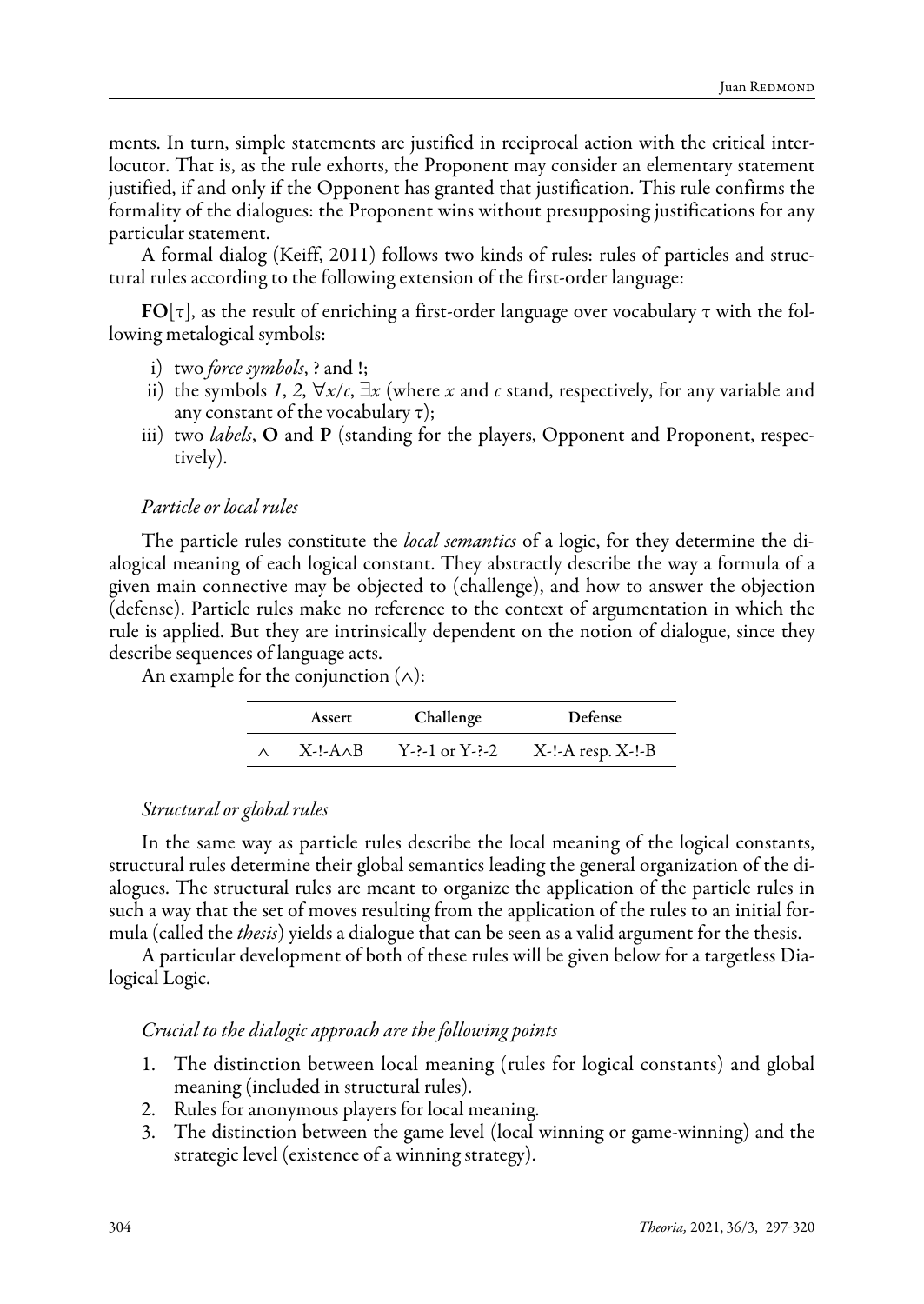ments. In turn, simple statements are justified in reciprocal action with the critical interlocutor. That is, as the rule exhorts, the Proponent may consider an elementary statement justified, if and only if the Opponent has granted that justification. This rule confirms the formality of the dialogues: the Proponent wins without presupposing justifications for any particular statement.

A formal dialog (Keiff, 2011) follows two kinds of rules: rules of particles and structural rules according to the following extension of the first-order language:

**FO**[$\tau$], as the result of enriching a first-order language over vocabulary $\tau$ with the following metalogical symbols:

i) two *force symbols*, ? and !;
ii) the symbols *1*, *2*, $\forall x/c$, $\exists x$ (where *x* and *c* stand, respectively, for any variable and any constant of the vocabulary $\tau$);
iii) two *labels*, **O** and **P** (standing for the players, Opponent and Proponent, respectively).

*Particle or local rules*

The particle rules constitute the *local semantics* of a logic, for they determine the dialogical meaning of each logical constant. They abstractly describe the way a formula of a given main connective may be objected to (challenge), and how to answer the objection (defense). Particle rules make no reference to the context of argumentation in which the rule is applied. But they are intrinsically dependent on the notion of dialogue, since they describe sequences of language acts.

An example for the conjunction ($\wedge$):

| | Assert | Challenge | Defense |
|---|---|---|---|
| $\wedge$ | X-!-A$\wedge$B | Y-?-1 or Y-?-2 | X-!-A resp. X-!-B |

*Structural or global rules*

In the same way as particle rules describe the local meaning of the logical constants, structural rules determine their global semantics leading the general organization of the dialogues. The structural rules are meant to organize the application of the particle rules in such a way that the set of moves resulting from the application of the rules to an initial formula (called the *thesis*) yields a dialogue that can be seen as a valid argument for the thesis.

A particular development of both of these rules will be given below for a targetless Dialogical Logic.

*Crucial to the dialogic approach are the following points*

1. The distinction between local meaning (rules for logical constants) and global meaning (included in structural rules).
2. Rules for anonymous players for local meaning.
3. The distinction between the game level (local winning or game-winning) and the strategic level (existence of a winning strategy).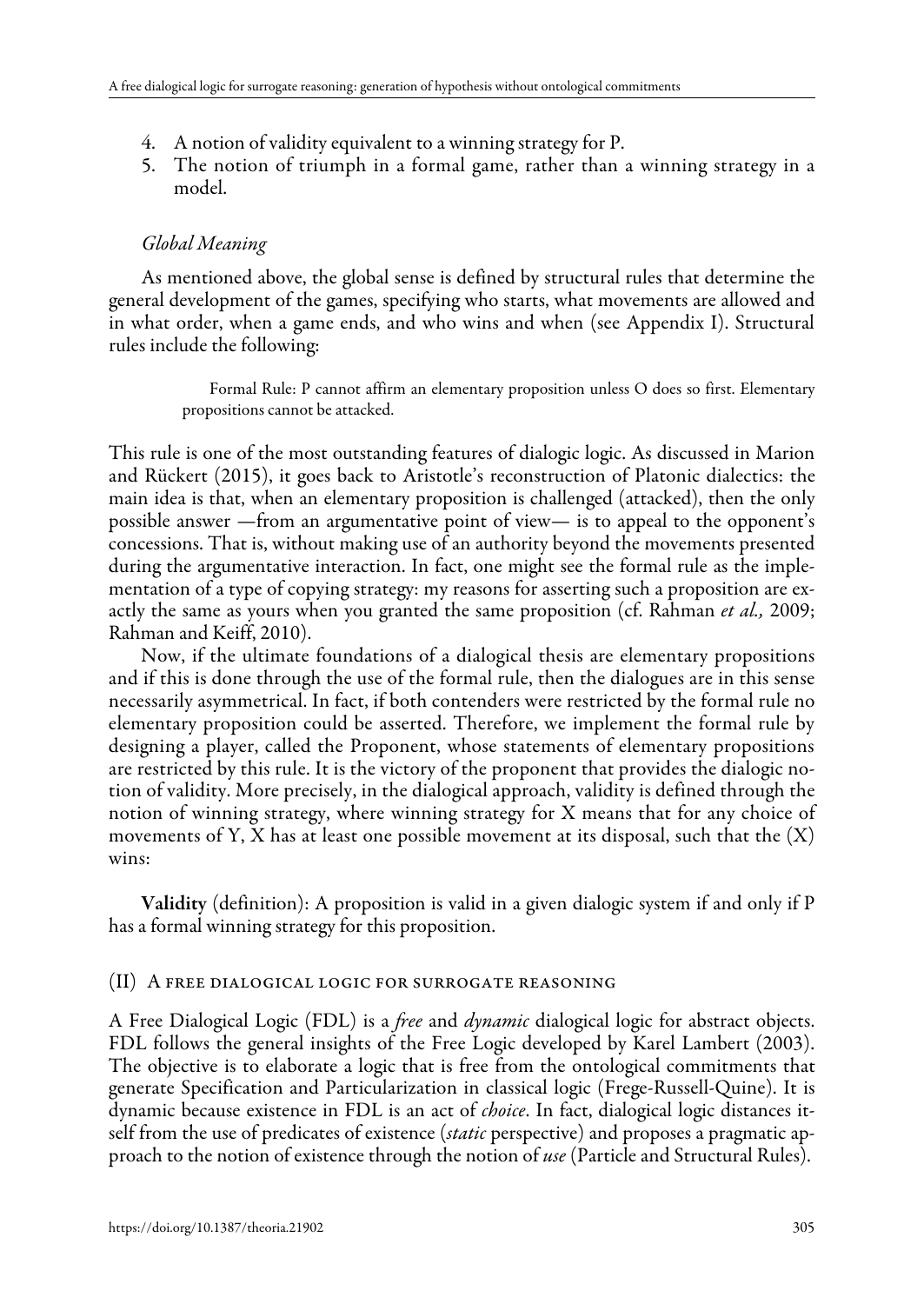4. A notion of validity equivalent to a winning strategy for P.
5. The notion of triumph in a formal game, rather than a winning strategy in a model.

### *Global Meaning*

As mentioned above, the global sense is defined by structural rules that determine the general development of the games, specifying who starts, what movements are allowed and in what order, when a game ends, and who wins and when (see Appendix I). Structural rules include the following:

> Formal Rule: P cannot affirm an elementary proposition unless O does so first. Elementary propositions cannot be attacked.

This rule is one of the most outstanding features of dialogic logic. As discussed in Marion and Rückert (2015), it goes back to Aristotle's reconstruction of Platonic dialectics: the main idea is that, when an elementary proposition is challenged (attacked), then the only possible answer —from an argumentative point of view— is to appeal to the opponent's concessions. That is, without making use of an authority beyond the movements presented during the argumentative interaction. In fact, one might see the formal rule as the implementation of a type of copying strategy: my reasons for asserting such a proposition are exactly the same as yours when you granted the same proposition (cf. Rahman *et al.,* 2009; Rahman and Keiff, 2010).

Now, if the ultimate foundations of a dialogical thesis are elementary propositions and if this is done through the use of the formal rule, then the dialogues are in this sense necessarily asymmetrical. In fact, if both contenders were restricted by the formal rule no elementary proposition could be asserted. Therefore, we implement the formal rule by designing a player, called the Proponent, whose statements of elementary propositions are restricted by this rule. It is the victory of the proponent that provides the dialogic notion of validity. More precisely, in the dialogical approach, validity is defined through the notion of winning strategy, where winning strategy for X means that for any choice of movements of Y, X has at least one possible movement at its disposal, such that the (X) wins:

**Validity** (definition): A proposition is valid in a given dialogic system if and only if P has a formal winning strategy for this proposition.

## (II) A free dialogical logic for surrogate reasoning

A Free Dialogical Logic (FDL) is a *free* and *dynamic* dialogical logic for abstract objects. FDL follows the general insights of the Free Logic developed by Karel Lambert (2003). The objective is to elaborate a logic that is free from the ontological commitments that generate Specification and Particularization in classical logic (Frege-Russell-Quine). It is dynamic because existence in FDL is an act of *choice*. In fact, dialogical logic distances itself from the use of predicates of existence (*static* perspective) and proposes a pragmatic approach to the notion of existence through the notion of *use* (Particle and Structural Rules).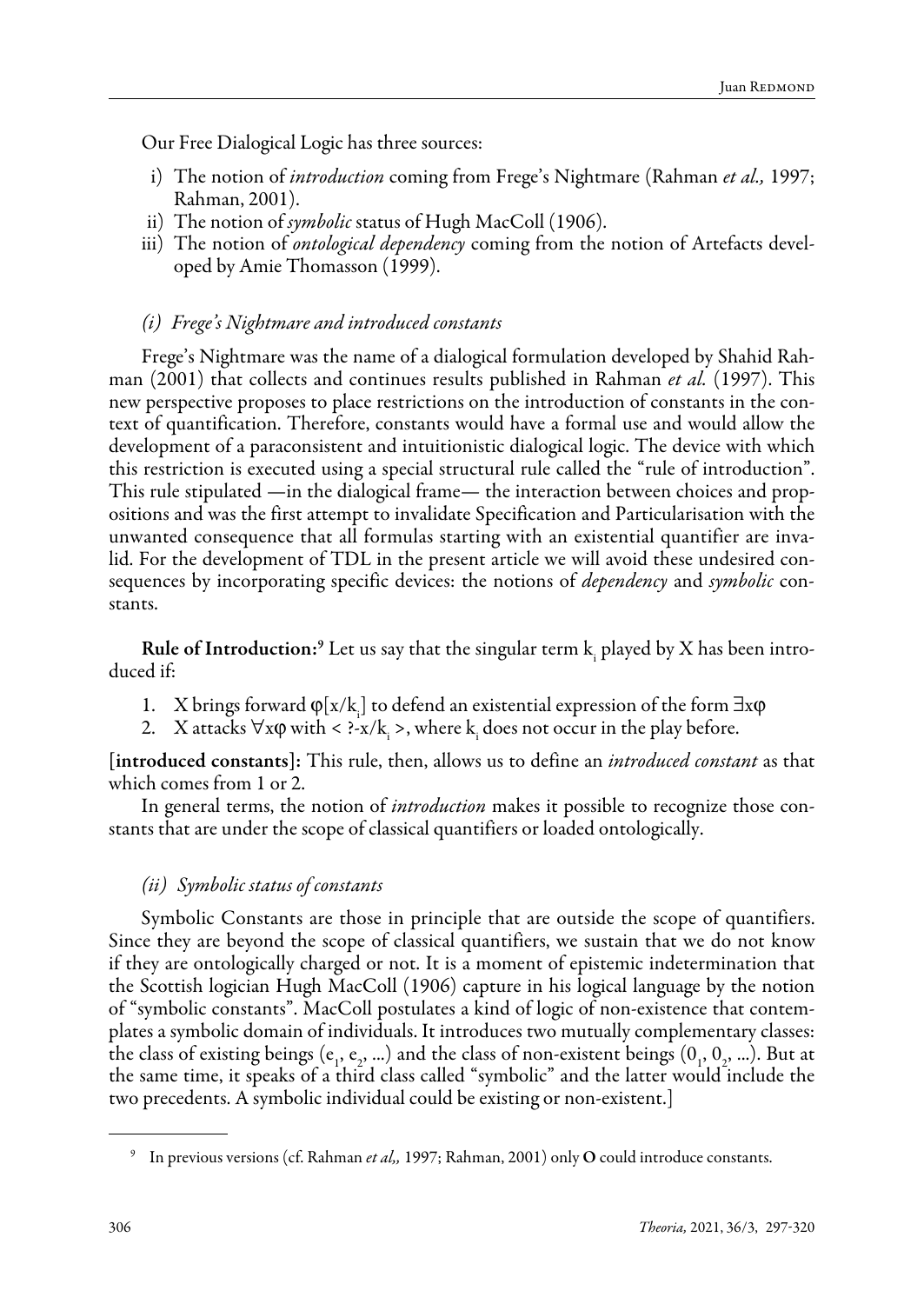Our Free Dialogical Logic has three sources:

- i) The notion of *introduction* coming from Frege's Nightmare (Rahman *et al.,* 1997; Rahman, 2001).
- ii) The notion of *symbolic* status of Hugh MacColl (1906).
- iii) The notion of *ontological dependency* coming from the notion of Artefacts developed by Amie Thomasson (1999).

### *(i) Frege's Nightmare and introduced constants*

Frege's Nightmare was the name of a dialogical formulation developed by Shahid Rahman (2001) that collects and continues results published in Rahman *et al.* (1997). This new perspective proposes to place restrictions on the introduction of constants in the context of quantification. Therefore, constants would have a formal use and would allow the development of a paraconsistent and intuitionistic dialogical logic. The device with which this restriction is executed using a special structural rule called the "rule of introduction". This rule stipulated —in the dialogical frame— the interaction between choices and propositions and was the first attempt to invalidate Specification and Particularisation with the unwanted consequence that all formulas starting with an existential quantifier are invalid. For the development of TDL in the present article we will avoid these undesired consequences by incorporating specific devices: the notions of *dependency* and *symbolic* constants.

**Rule of Introduction:**[9] Let us say that the singular term $k_i$ played by X has been introduced if:

1. X brings forward $\varphi[x/k_i]$ to defend an existential expression of the form $\exists x\varphi$
2. X attacks $\forall x\varphi$ with $< ?\text{-}x/k_i >$, where $k_i$ does not occur in the play before.

[**introduced constants**]: This rule, then, allows us to define an *introduced constant* as that which comes from 1 or 2.

In general terms, the notion of *introduction* makes it possible to recognize those constants that are under the scope of classical quantifiers or loaded ontologically.

### *(ii) Symbolic status of constants*

Symbolic Constants are those in principle that are outside the scope of quantifiers. Since they are beyond the scope of classical quantifiers, we sustain that we do not know if they are ontologically charged or not. It is a moment of epistemic indetermination that the Scottish logician Hugh MacColl (1906) capture in his logical language by the notion of "symbolic constants". MacColl postulates a kind of logic of non-existence that contemplates a symbolic domain of individuals. It introduces two mutually complementary classes: the class of existing beings ($e_1$, $e_2$, ...) and the class of non-existent beings ($0_1$, $0_2$, ...). But at the same time, it speaks of a third class called "symbolic" and the latter would include the two precedents. A symbolic individual could be existing or non-existent.]

---

[9] In previous versions (cf. Rahman *et al,,* 1997; Rahman, 2001) only **O** could introduce constants.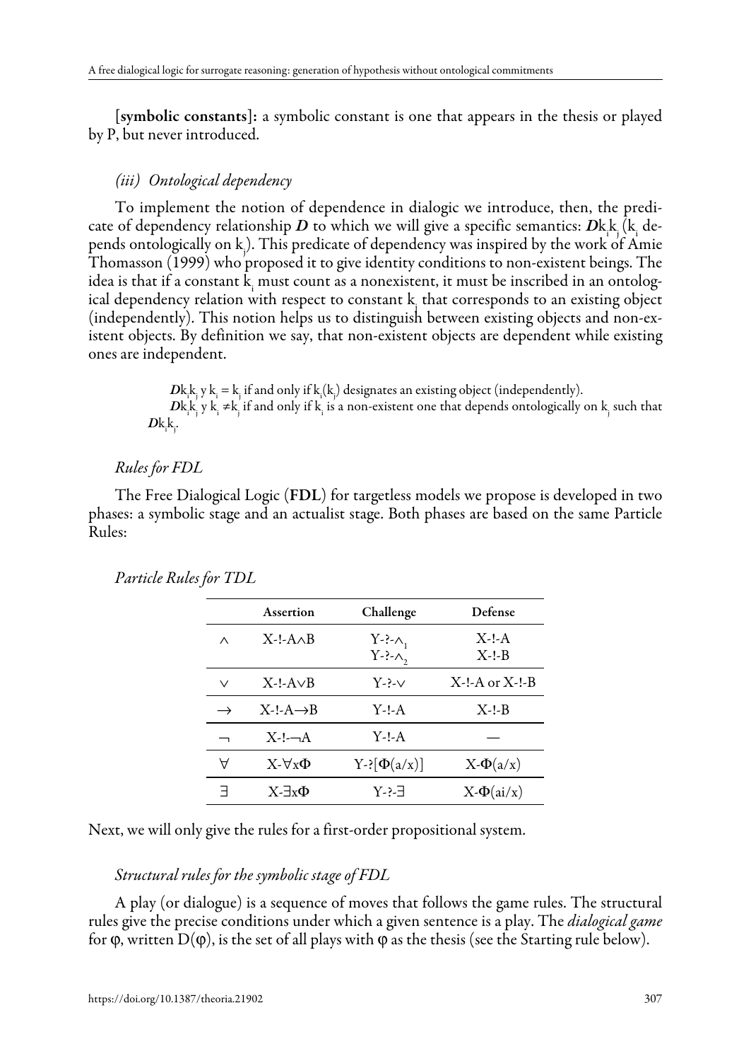[**symbolic constants**]**:** a symbolic constant is one that appears in the thesis or played by P, but never introduced.

### *(iii) Ontological dependency*

To implement the notion of dependence in dialogic we introduce, then, the predicate of dependency relationship $\boldsymbol{D}$ to which we will give a specific semantics: $\boldsymbol{D}k_ik_j$ ($k_i$ depends ontologically on $k_j$). This predicate of dependency was inspired by the work of Amie Thomasson (1999) who proposed it to give identity conditions to non-existent beings. The idea is that if a constant $k_i$ must count as a nonexistent, it must be inscribed in an ontological dependency relation with respect to constant $k_j$ that corresponds to an existing object (independently). This notion helps us to distinguish between existing objects and non-existent objects. By definition we say, that non-existent objects are dependent while existing ones are independent.

> $\boldsymbol{D}k_ik_j$ y $k_i = k_j$ if and only if $k_i(k_j)$ designates an existing object (independently).
> $\boldsymbol{D}k_ik_j$ y $k_i \neq k_j$ if and only if $k_i$ is a non-existent one that depends ontologically on $k_j$ such that $\boldsymbol{D}k_ik_j$.

### *Rules for FDL*

The Free Dialogical Logic (**FDL**) for targetless models we propose is developed in two phases: a symbolic stage and an actualist stage. Both phases are based on the same Particle Rules:

*Particle Rules for TDL*

| | Assertion | Challenge | Defense |
|---|---|---|---|
| $\wedge$ | X-!-A$\wedge$B | Y-?-$\wedge_1$ <br> Y-?-$\wedge_2$ | X-!-A <br> X-!-B |
| $\vee$ | X-!-A$\vee$B | Y-?-$\vee$ | X-!-A or X-!-B |
| $\rightarrow$ | X-!-A$\rightarrow$B | Y-!-A | X-!-B |
| $\neg$ | X-!-$\neg$A | Y-!-A | — |
| $\forall$ | X-$\forall x\Phi$ | Y-?-[$\Phi(a/x)$] | X-$\Phi(a/x)$ |
| $\exists$ | X-$\exists x\Phi$ | Y-?-$\exists$ | X-$\Phi(ai/x)$ |

Next, we will only give the rules for a first-order propositional system.

### *Structural rules for the symbolic stage of FDL*

A play (or dialogue) is a sequence of moves that follows the game rules. The structural rules give the precise conditions under which a given sentence is a play. The *dialogical game* for $\varphi$, written $D(\varphi)$, is the set of all plays with $\varphi$ as the thesis (see the Starting rule below).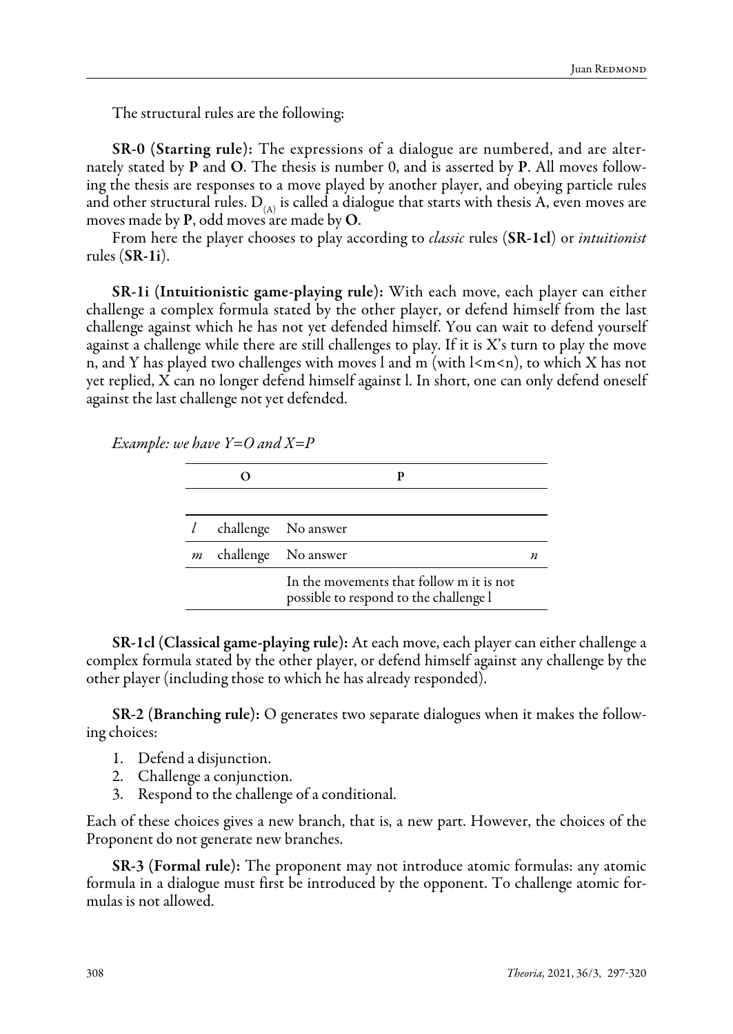The structural rules are the following:

**SR-0 (Starting rule):** The expressions of a dialogue are numbered, and are alternately stated by **P** and **O**. The thesis is number 0, and is asserted by **P**. All moves following the thesis are responses to a move played by another player, and obeying particle rules and other structural rules. $D_{(A)}$ is called a dialogue that starts with thesis A, even moves are moves made by **P**, odd moves are made by **O**.

From here the player chooses to play according to *classic* rules (**SR-1cl**) or *intuitionist* rules (**SR-1i**).

**SR-1i (Intuitionistic game-playing rule):** With each move, each player can either challenge a complex formula stated by the other player, or defend himself from the last challenge against which he has not yet defended himself. You can wait to defend yourself against a challenge while there are still challenges to play. If it is X's turn to play the move n, and Y has played two challenges with moves l and m (with l<m<n), to which X has not yet replied, X can no longer defend himself against l. In short, one can only defend oneself against the last challenge not yet defended.

*Example: we have Y=O and X=P*

| | O | P | |
|---|---|---|---|
| | | | |
| *l* | challenge | No answer | |
| *m* | challenge | No answer | *n* |
| | | In the movements that follow m it is not possible to respond to the challenge l | |

**SR-1cl (Classical game-playing rule):** At each move, each player can either challenge a complex formula stated by the other player, or defend himself against any challenge by the other player (including those to which he has already responded).

**SR-2 (Branching rule):** O generates two separate dialogues when it makes the following choices:

1. Defend a disjunction.
2. Challenge a conjunction.
3. Respond to the challenge of a conditional.

Each of these choices gives a new branch, that is, a new part. However, the choices of the Proponent do not generate new branches.

**SR-3 (Formal rule):** The proponent may not introduce atomic formulas: any atomic formula in a dialogue must first be introduced by the opponent. To challenge atomic formulas is not allowed.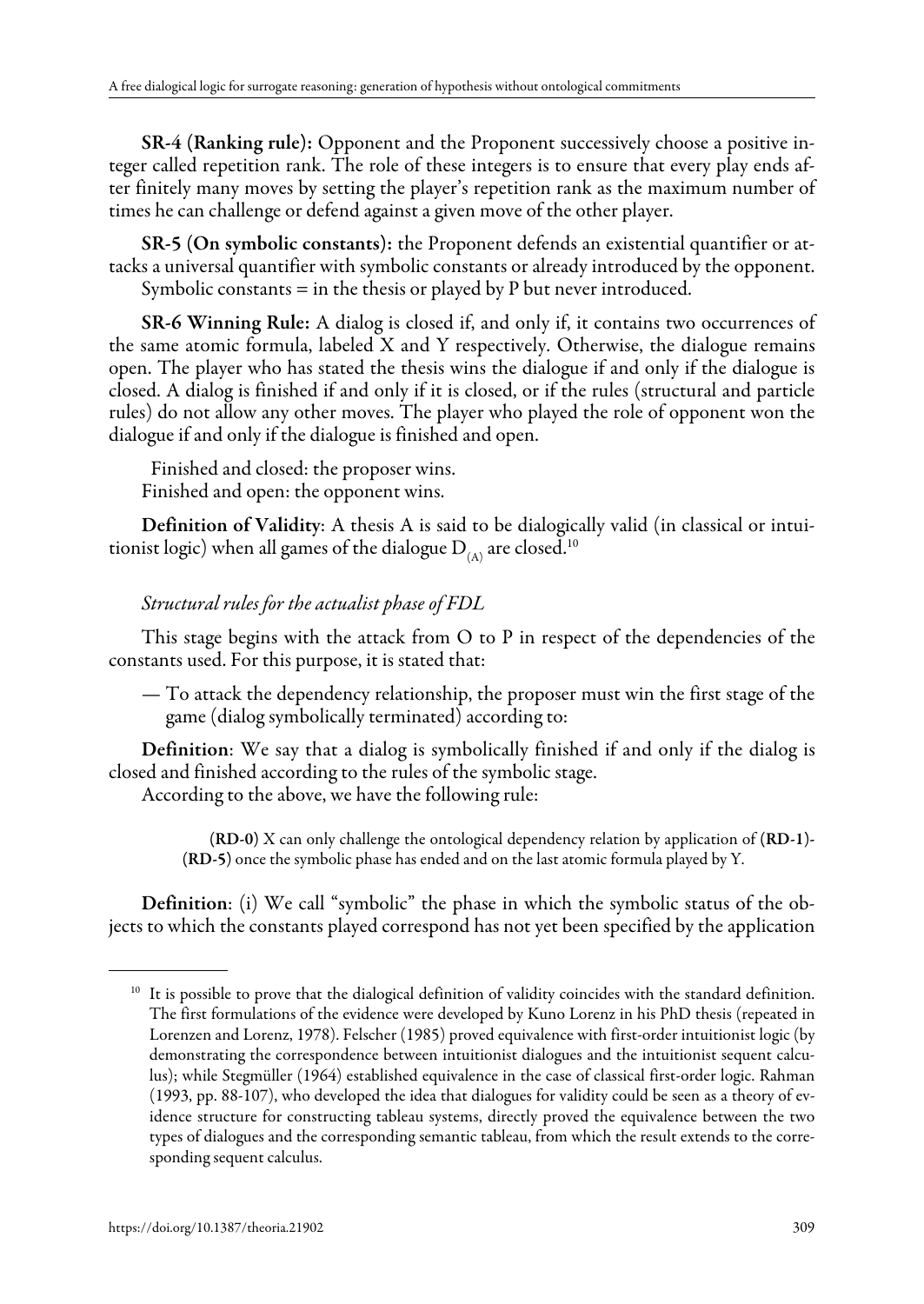**SR-4 (Ranking rule):** Opponent and the Proponent successively choose a positive integer called repetition rank. The role of these integers is to ensure that every play ends after finitely many moves by setting the player's repetition rank as the maximum number of times he can challenge or defend against a given move of the other player.

**SR-5 (On symbolic constants):** the Proponent defends an existential quantifier or attacks a universal quantifier with symbolic constants or already introduced by the opponent.
Symbolic constants = in the thesis or played by P but never introduced.

**SR-6 Winning Rule:** A dialog is closed if, and only if, it contains two occurrences of the same atomic formula, labeled X and Y respectively. Otherwise, the dialogue remains open. The player who has stated the thesis wins the dialogue if and only if the dialogue is closed. A dialog is finished if and only if it is closed, or if the rules (structural and particle rules) do not allow any other moves. The player who played the role of opponent won the dialogue if and only if the dialogue is finished and open.

Finished and closed: the proposer wins.
Finished and open: the opponent wins.

**Definition of Validity**: A thesis A is said to be dialogically valid (in classical or intuitionist logic) when all games of the dialogue $D_{(A)}$ are closed.[10]

*Structural rules for the actualist phase of FDL*

This stage begins with the attack from O to P in respect of the dependencies of the constants used. For this purpose, it is stated that:

— To attack the dependency relationship, the proposer must win the first stage of the game (dialog symbolically terminated) according to:

**Definition**: We say that a dialog is symbolically finished if and only if the dialog is closed and finished according to the rules of the symbolic stage.

According to the above, we have the following rule:

> **(RD-0)** X can only challenge the ontological dependency relation by application of **(RD-1)**-**(RD-5)** once the symbolic phase has ended and on the last atomic formula played by Y.

**Definition**: (i) We call "symbolic" the phase in which the symbolic status of the objects to which the constants played correspond has not yet been specified by the application

---

[10] It is possible to prove that the dialogical definition of validity coincides with the standard definition. The first formulations of the evidence were developed by Kuno Lorenz in his PhD thesis (repeated in Lorenzen and Lorenz, 1978). Felscher (1985) proved equivalence with first-order intuitionist logic (by demonstrating the correspondence between intuitionist dialogues and the intuitionist sequent calculus); while Stegmüller (1964) established equivalence in the case of classical first-order logic. Rahman (1993, pp. 88-107), who developed the idea that dialogues for validity could be seen as a theory of evidence structure for constructing tableau systems, directly proved the equivalence between the two types of dialogues and the corresponding semantic tableau, from which the result extends to the corresponding sequent calculus.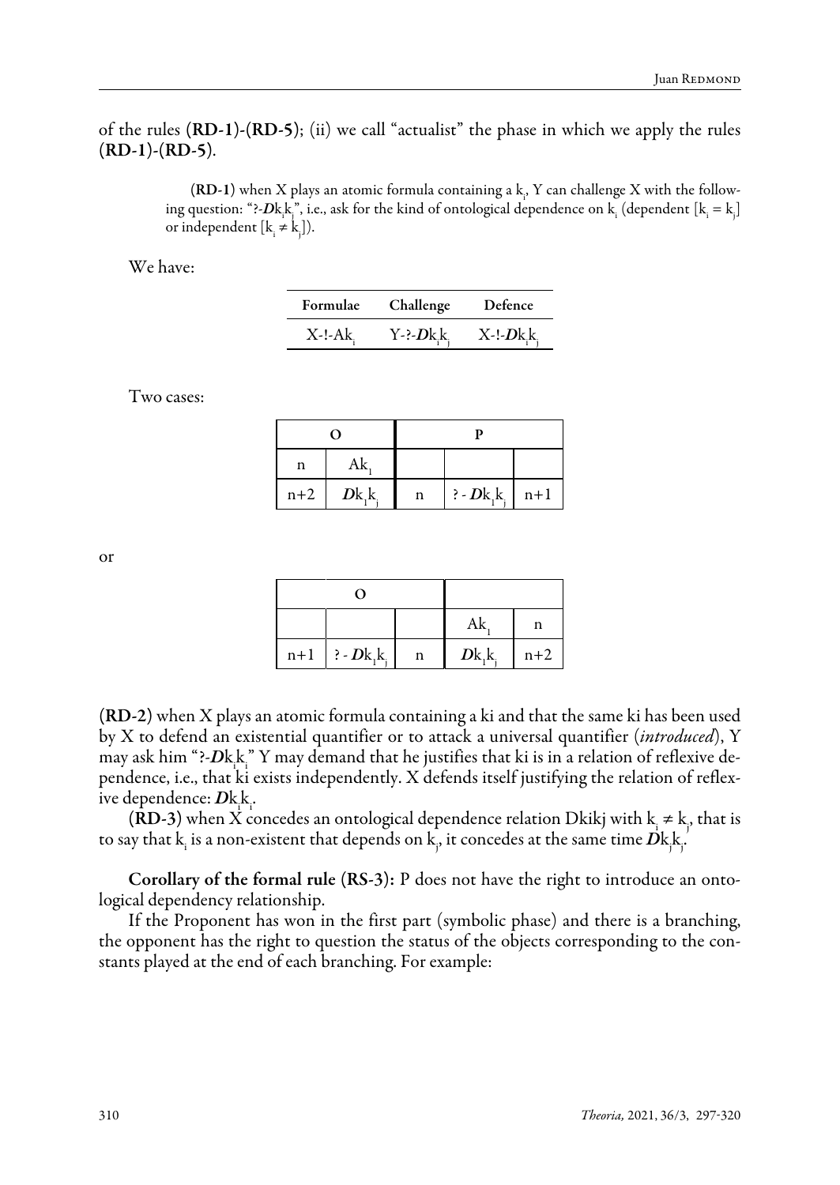of the rules **(RD-1)**-**(RD-5)**; (ii) we call "actualist" the phase in which we apply the rules **(RD-1)**-**(RD-5)**.

> **(RD-1)** when X plays an atomic formula containing a $k_i$, Y can challenge X with the following question: "?-$\boldsymbol{D}k_ik_j$", i.e., ask for the kind of ontological dependence on $k_i$ (dependent [$k_i = k_j$] or independent [$k_i \neq k_j$]).

We have:

| Formulae | Challenge | Defence |
|---|---|---|
| X-!-$Ak_i$ | Y-?-$\boldsymbol{D}k_ik_j$ | X-!-$\boldsymbol{D}k_ik_j$ |

Two cases:

| O | | P | | |
|---|---|---|---|---|
| n | $Ak_1$ | | | |
| n+2 | $\boldsymbol{D}k_1k_j$ | n | ? - $\boldsymbol{D}k_1k_j$ | n+1 |

or

| O | | | | |
|---|---|---|---|---|
| | | | $Ak_1$ | n |
| n+1 | ? - $\boldsymbol{D}k_1k_j$ | n | $\boldsymbol{D}k_1k_j$ | n+2 |

**(RD-2)** when X plays an atomic formula containing a ki and that the same ki has been used by X to defend an existential quantifier or to attack a universal quantifier (*introduced*), Y may ask him "?-$\boldsymbol{D}k_ik_i$" Y may demand that he justifies that ki is in a relation of reflexive dependence, i.e., that ki exists independently. X defends itself justifying the relation of reflexive dependence: $\boldsymbol{D}k_ik_i$.

**(RD-3)** when X concedes an ontological dependence relation Dkikj with $k_i \neq k_j$, that is to say that $k_i$ is a non-existent that depends on $k_j$, it concedes at the same time $\boldsymbol{D}k_jk_j$.

**Corollary of the formal rule (RS-3):** P does not have the right to introduce an ontological dependency relationship.

If the Proponent has won in the first part (symbolic phase) and there is a branching, the opponent has the right to question the status of the objects corresponding to the constants played at the end of each branching. For example: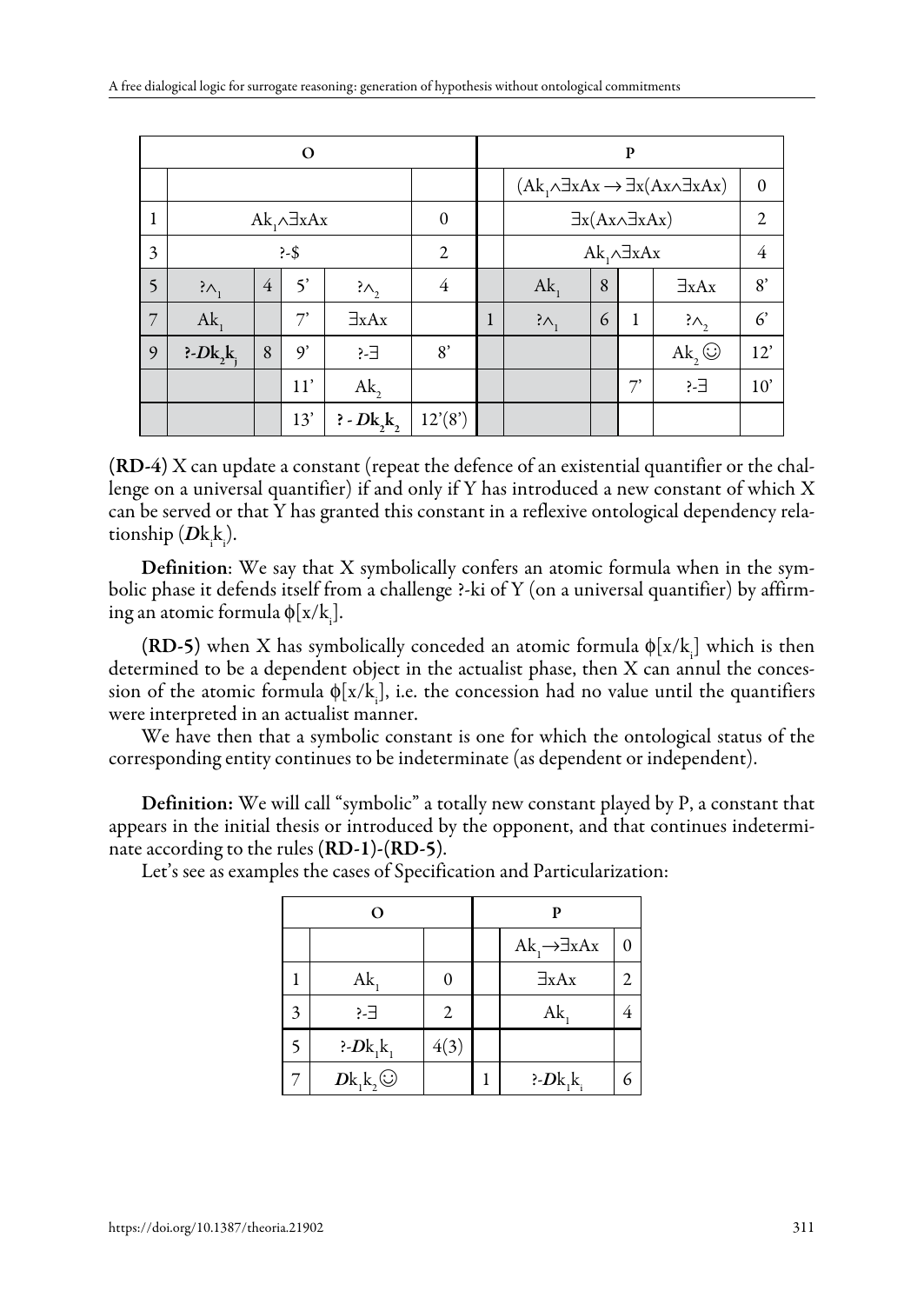| O | | | | | | P | | | | | |
|---|---|---|---|---|---|---|---|---|---|---|---|
| | | | | | | | $(Ak_1 \wedge \exists xAx \rightarrow \exists x(Ax \wedge \exists xAx)$ | | | | 0 |
| 1 | $Ak_1 \wedge \exists xAx$ | | | | 0 | | $\exists x(Ax \wedge \exists xAx)$ | | | | 2 |
| 3 | ?-\$ | | | | 2 | | $Ak_1 \wedge \exists xAx$ | | | | 4 |
| 5 | $?\wedge_1$ | 4 | 5' | $?\wedge_2$ | 4 | | $Ak_1$ | 8 | | $\exists xAx$ | 8' |
| 7 | $Ak_1$ | | 7' | $\exists xAx$ | | 1 | $?\wedge_1$ | 6 | 1 | $?\wedge_2$ | 6' |
| 9 | **?-$\boldsymbol{D}k_2k_j$** | 8 | 9' | ?-$\exists$ | 8' | | | | | $Ak_2$ ☺ | 12' |
| | | | 11' | $Ak_2$ | | | | | 7' | ?-$\exists$ | 10' |
| | | | 13' | **? - $\boldsymbol{D}k_2k_2$** | 12'(8') | | | | | | |

**(RD-4)** X can update a constant (repeat the defence of an existential quantifier or the challenge on a universal quantifier) if and only if Y has introduced a new constant of which X can be served or that Y has granted this constant in a reflexive ontological dependency relationship ($\boldsymbol{D}k_ik_i$).

**Definition**: We say that X symbolically confers an atomic formula when in the symbolic phase it defends itself from a challenge ?-ki of Y (on a universal quantifier) by affirming an atomic formula $\phi[x/k_i]$.

**(RD-5)** when X has symbolically conceded an atomic formula $\phi[x/k_i]$ which is then determined to be a dependent object in the actualist phase, then X can annul the concession of the atomic formula $\phi[x/k_i]$, i.e. the concession had no value until the quantifiers were interpreted in an actualist manner.

We have then that a symbolic constant is one for which the ontological status of the corresponding entity continues to be indeterminate (as dependent or independent).

**Definition:** We will call "symbolic" a totally new constant played by P, a constant that appears in the initial thesis or introduced by the opponent, and that continues indeterminate according to the rules **(RD-1)**-**(RD-5)**.

Let's see as examples the cases of Specification and Particularization:

| O | | | P | | |
|---|---|---|---|---|---|
| | | | | $Ak_1 \rightarrow \exists xAx$ | 0 |
| 1 | $Ak_1$ | 0 | | $\exists xAx$ | 2 |
| 3 | ?-$\exists$ | 2 | | $Ak_1$ | 4 |
| 5 | ?-$\boldsymbol{D}k_1k_1$ | 4(3) | | | |
| 7 | $\boldsymbol{D}k_1k_2$ ☺ | | 1 | ?-$\boldsymbol{D}k_1k_i$ | 6 |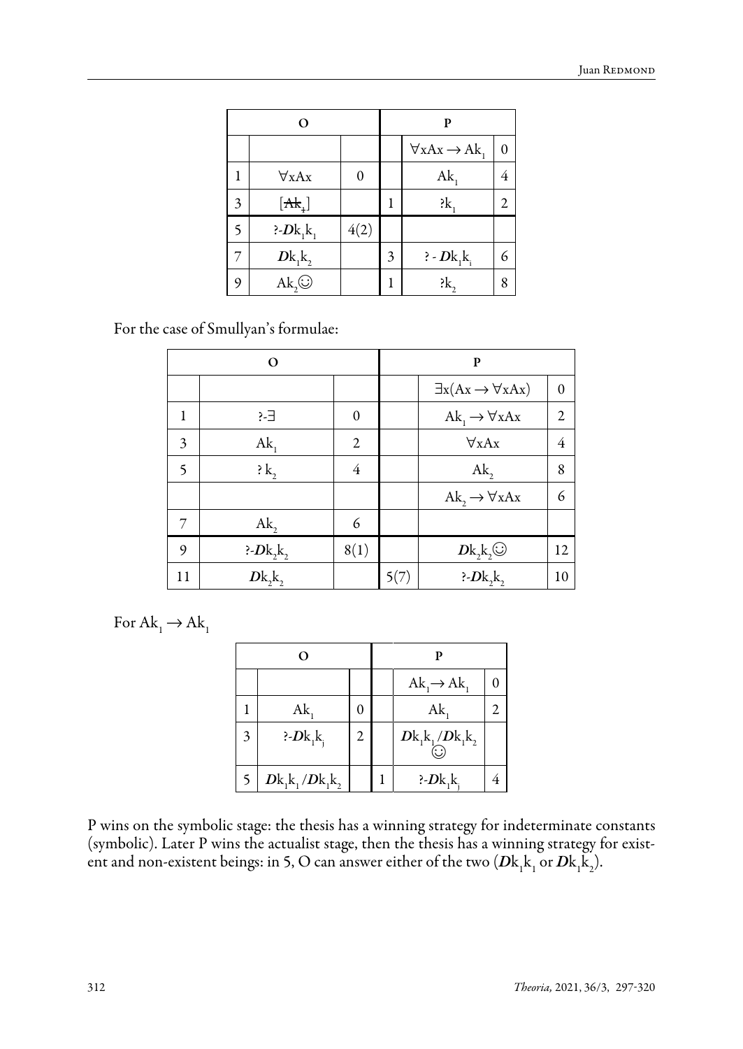| O | | | P | | |
|---|---|---|---|---|---|
| | | | | $\forall xAx \rightarrow Ak_1$ | 0 |
| 1 | $\forall xAx$ | 0 | | $Ak_1$ | 4 |
| 3 | $[\cancel{Ak_1}]$ | | 1 | $?k_1$ | 2 |
| 5 | $?\text{-}\boldsymbol{D}k_1k_1$ | 4(2) | | | |
| 7 | $\boldsymbol{D}k_1k_2$ | | 3 | $?\text{-}\boldsymbol{D}k_1k_i$ | 6 |
| 9 | $Ak_2$☺ | | 1 | $?k_2$ | 8 |

For the case of Smullyan's formulae:

| O | | | P | | |
|---|---|---|---|---|---|
| | | | | $\exists x(Ax \rightarrow \forall xAx)$ | 0 |
| 1 | $?\text{-}\exists$ | 0 | | $Ak_1 \rightarrow \forall xAx$ | 2 |
| 3 | $Ak_1$ | 2 | | $\forall xAx$ | 4 |
| 5 | $?\,k_2$ | 4 | | $Ak_2$ | 8 |
| | | | | $Ak_2 \rightarrow \forall xAx$ | 6 |
| 7 | $Ak_2$ | 6 | | | |
| 9 | $?\text{-}\boldsymbol{D}k_2k_2$ | 8(1) | | $\boldsymbol{D}k_2k_2$☺ | 12 |
| 11 | $\boldsymbol{D}k_2k_2$ | | 5(7) | $?\text{-}\boldsymbol{D}k_2k_2$ | 10 |

For $Ak_1 \rightarrow Ak_1$

| O | | | P | | |
|---|---|---|---|---|---|
| | | | | $Ak_1 \rightarrow Ak_1$ | 0 |
| 1 | $Ak_1$ | 0 | | $Ak_1$ | 2 |
| 3 | $?\text{-}\boldsymbol{D}k_1k_j$ | 2 | | $\boldsymbol{D}k_1k_1/\boldsymbol{D}k_1k_2$ ☺ | |
| 5 | $\boldsymbol{D}k_1k_1/\boldsymbol{D}k_1k_2$ | | 1 | $?\text{-}\boldsymbol{D}k_1k_j$ | 4 |

P wins on the symbolic stage: the thesis has a winning strategy for indeterminate constants (symbolic). Later P wins the actualist stage, then the thesis has a winning strategy for existent and non-existent beings: in 5, O can answer either of the two ($\boldsymbol{D}k_1k_1$ or $\boldsymbol{D}k_1k_2$).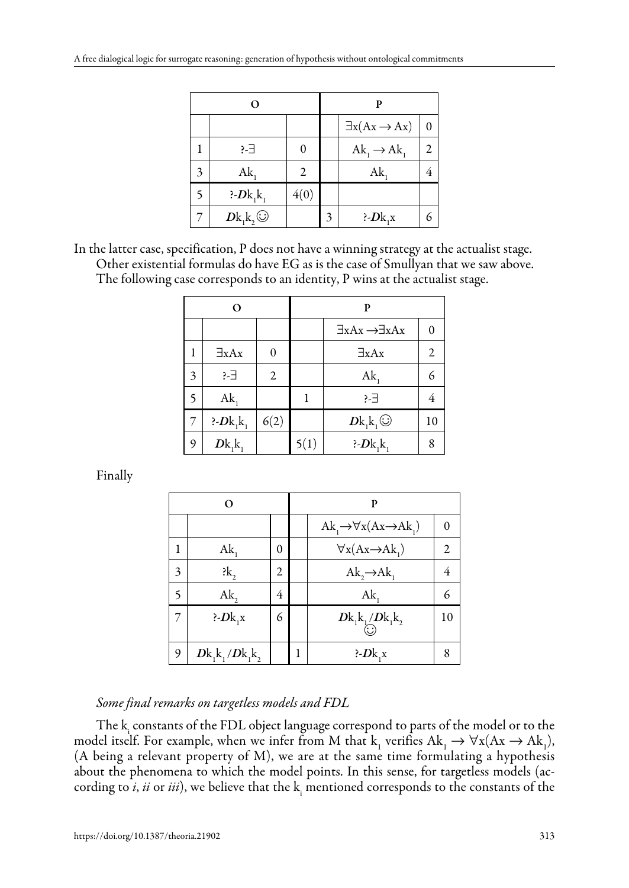| O | | | | P | |
|---|---|---|---|---|---|
| | | | | $\exists x(Ax \to Ax)$ | 0 |
| 1 | ?-$\exists$ | 0 | | $Ak_1 \to Ak_1$ | 2 |
| 3 | $Ak_1$ | 2 | | $Ak_1$ | 4 |
| 5 | ?-$\boldsymbol{D}k_1k_1$ | 4(0) | | | |
| 7 | $\boldsymbol{D}k_1k_2$ ☺ | | 3 | ?-$\boldsymbol{D}k_1x$ | 6 |

In the latter case, specification, P does not have a winning strategy at the actualist stage.
Other existential formulas do have EG as is the case of Smullyan that we saw above.
The following case corresponds to an identity, P wins at the actualist stage.

| O | | | | P | |
|---|---|---|---|---|---|
| | | | | $\exists xAx \to \exists xAx$ | 0 |
| 1 | $\exists xAx$ | 0 | | $\exists xAx$ | 2 |
| 3 | ?-$\exists$ | 2 | | $Ak_1$ | 6 |
| 5 | $Ak_1$ | | 1 | ?-$\exists$ | 4 |
| 7 | ?-$\boldsymbol{D}k_1k_1$ | 6(2) | | $\boldsymbol{D}k_1k_1$ ☺ | 10 |
| 9 | $\boldsymbol{D}k_1k_1$ | | 5(1) | ?-$\boldsymbol{D}k_1k_1$ | 8 |

Finally

| O | | | | P | |
|---|---|---|---|---|---|
| | | | | $Ak_1 \to \forall x(Ax \to Ak_1)$ | 0 |
| 1 | $Ak_1$ | 0 | | $\forall x(Ax \to Ak_1)$ | 2 |
| 3 | ?$k_2$ | 2 | | $Ak_2 \to Ak_1$ | 4 |
| 5 | $Ak_2$ | 4 | | $Ak_1$ | 6 |
| 7 | ?-$\boldsymbol{D}k_1x$ | 6 | | $\boldsymbol{D}k_1k_1/\boldsymbol{D}k_1k_2$ ☺ | 10 |
| 9 | $\boldsymbol{D}k_1k_1/\boldsymbol{D}k_1k_2$ | | 1 | ?-$\boldsymbol{D}k_1x$ | 8 |

*Some final remarks on targetless models and FDL*

The $k_i$ constants of the FDL object language correspond to parts of the model or to the model itself. For example, when we infer from M that $k_1$ verifies $Ak_1 \to \forall x(Ax \to Ak_1)$, (A being a relevant property of M), we are at the same time formulating a hypothesis about the phenomena to which the model points. In this sense, for targetless models (according to *i*, *ii* or *iii*), we believe that the $k_i$ mentioned corresponds to the constants of the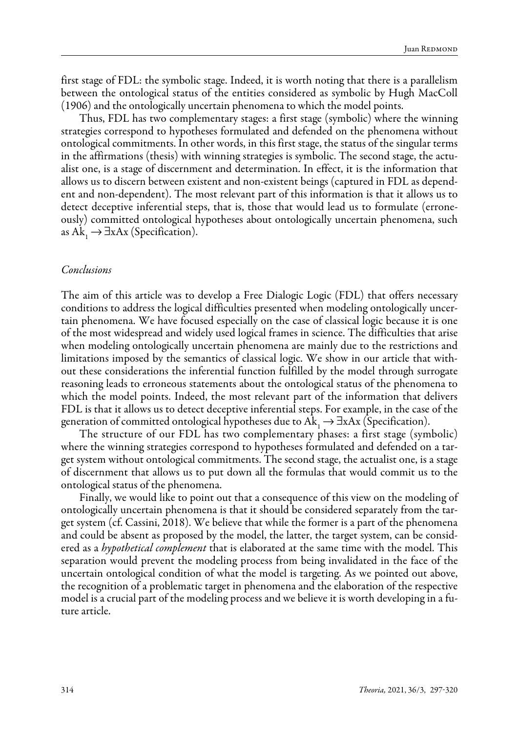first stage of FDL: the symbolic stage. Indeed, it is worth noting that there is a parallelism between the ontological status of the entities considered as symbolic by Hugh MacColl (1906) and the ontologically uncertain phenomena to which the model points.

Thus, FDL has two complementary stages: a first stage (symbolic) where the winning strategies correspond to hypotheses formulated and defended on the phenomena without ontological commitments. In other words, in this first stage, the status of the singular terms in the affirmations (thesis) with winning strategies is symbolic. The second stage, the actualist one, is a stage of discernment and determination. In effect, it is the information that allows us to discern between existent and non-existent beings (captured in FDL as dependent and non-dependent). The most relevant part of this information is that it allows us to detect deceptive inferential steps, that is, those that would lead us to formulate (erroneously) committed ontological hypotheses about ontologically uncertain phenomena, such as $Ak_1 \rightarrow \exists xAx$ (Specification).

### *Conclusions*

The aim of this article was to develop a Free Dialogic Logic (FDL) that offers necessary conditions to address the logical difficulties presented when modeling ontologically uncertain phenomena. We have focused especially on the case of classical logic because it is one of the most widespread and widely used logical frames in science. The difficulties that arise when modeling ontologically uncertain phenomena are mainly due to the restrictions and limitations imposed by the semantics of classical logic. We show in our article that without these considerations the inferential function fulfilled by the model through surrogate reasoning leads to erroneous statements about the ontological status of the phenomena to which the model points. Indeed, the most relevant part of the information that delivers FDL is that it allows us to detect deceptive inferential steps. For example, in the case of the generation of committed ontological hypotheses due to $Ak_1 \rightarrow \exists xAx$ (Specification).

The structure of our FDL has two complementary phases: a first stage (symbolic) where the winning strategies correspond to hypotheses formulated and defended on a target system without ontological commitments. The second stage, the actualist one, is a stage of discernment that allows us to put down all the formulas that would commit us to the ontological status of the phenomena.

Finally, we would like to point out that a consequence of this view on the modeling of ontologically uncertain phenomena is that it should be considered separately from the target system (cf. Cassini, 2018). We believe that while the former is a part of the phenomena and could be absent as proposed by the model, the latter, the target system, can be considered as a *hypothetical complement* that is elaborated at the same time with the model. This separation would prevent the modeling process from being invalidated in the face of the uncertain ontological condition of what the model is targeting. As we pointed out above, the recognition of a problematic target in phenomena and the elaboration of the respective model is a crucial part of the modeling process and we believe it is worth developing in a future article.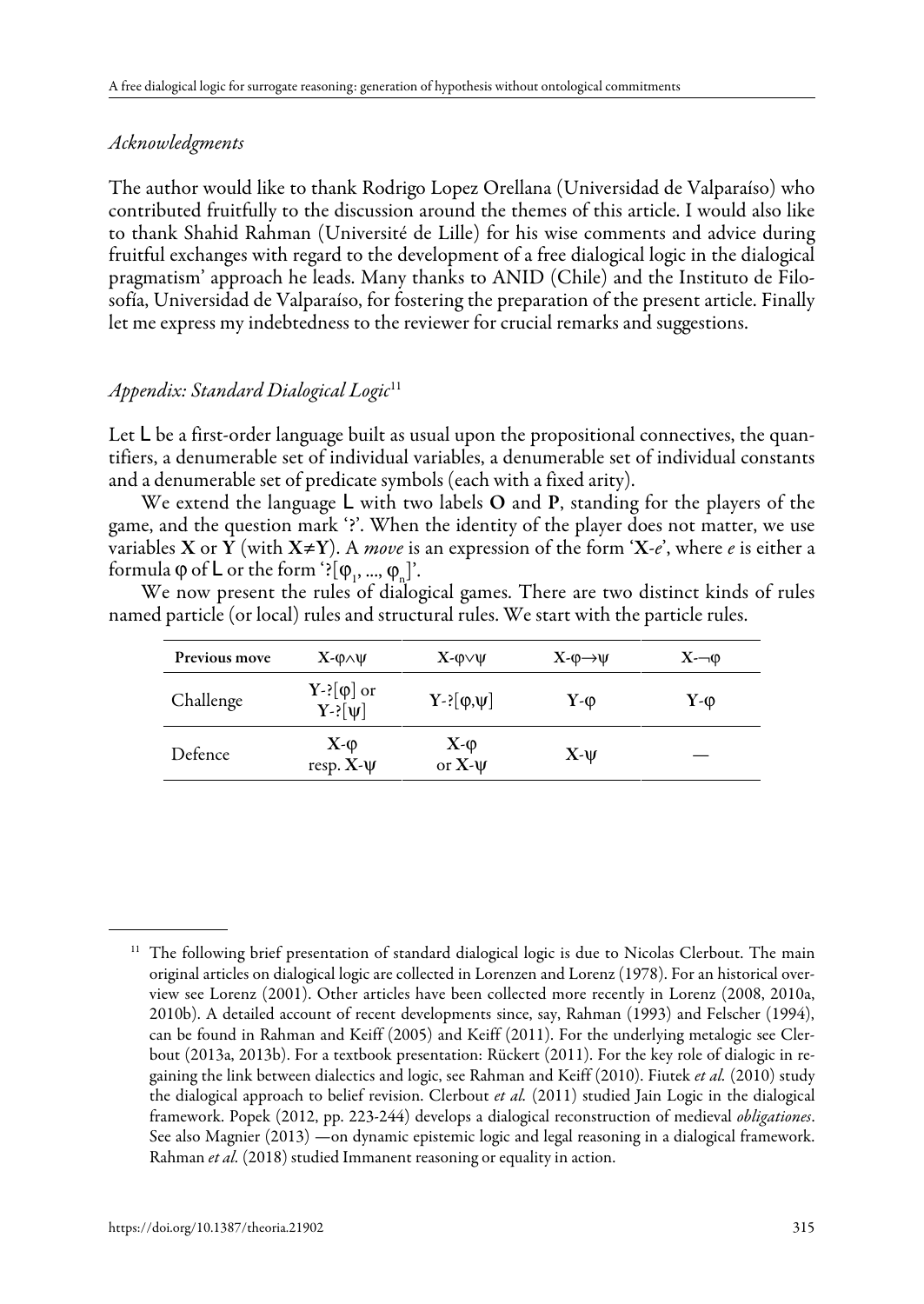*Acknowledgments*

The author would like to thank Rodrigo Lopez Orellana (Universidad de Valparaíso) who contributed fruitfully to the discussion around the themes of this article. I would also like to thank Shahid Rahman (Université de Lille) for his wise comments and advice during fruitful exchanges with regard to the development of a free dialogical logic in the dialogical pragmatism' approach he leads. Many thanks to ANID (Chile) and the Instituto de Filosofía, Universidad de Valparaíso, for fostering the preparation of the present article. Finally let me express my indebtedness to the reviewer for crucial remarks and suggestions.

## *Appendix: Standard Dialogical Logic*[11]

Let L be a first-order language built as usual upon the propositional connectives, the quantifiers, a denumerable set of individual variables, a denumerable set of individual constants and a denumerable set of predicate symbols (each with a fixed arity).

We extend the language L with two labels **O** and **P**, standing for the players of the game, and the question mark '?'. When the identity of the player does not matter, we use variables **X** or **Y** (with **X**≠**Y**). A *move* is an expression of the form '**X**-*e*', where *e* is either a formula $\varphi$ of L or the form '?[$\varphi_1, ..., \varphi_n$]'.

We now present the rules of dialogical games. There are two distinct kinds of rules named particle (or local) rules and structural rules. We start with the particle rules.

| **Previous move** | **X**-$\varphi\wedge\psi$ | **X**-$\varphi\vee\psi$ | **X**-$\varphi\to\psi$ | **X**-$\neg\varphi$ |
|---|---|---|---|---|
| Challenge | **Y**-?[$\varphi$] or **Y**-?[$\psi$] | **Y**-?[$\varphi$,$\psi$] | **Y**-$\varphi$ | **Y**-$\varphi$ |
| Defence | **X**-$\varphi$ resp. **X**-$\psi$ | **X**-$\varphi$ or **X**-$\psi$ | **X**-$\psi$ | — |

---

[11] The following brief presentation of standard dialogical logic is due to Nicolas Clerbout. The main original articles on dialogical logic are collected in Lorenzen and Lorenz (1978). For an historical overview see Lorenz (2001). Other articles have been collected more recently in Lorenz (2008, 2010a, 2010b). A detailed account of recent developments since, say, Rahman (1993) and Felscher (1994), can be found in Rahman and Keiff (2005) and Keiff (2011). For the underlying metalogic see Clerbout (2013a, 2013b). For a textbook presentation: Rückert (2011). For the key role of dialogic in regaining the link between dialectics and logic, see Rahman and Keiff (2010). Fiutek *et al.* (2010) study the dialogical approach to belief revision. Clerbout *et al.* (2011) studied Jain Logic in the dialogical framework. Popek (2012, pp. 223-244) develops a dialogical reconstruction of medieval *obligationes*. See also Magnier (2013) —on dynamic epistemic logic and legal reasoning in a dialogical framework. Rahman *et al.* (2018) studied Immanent reasoning or equality in action.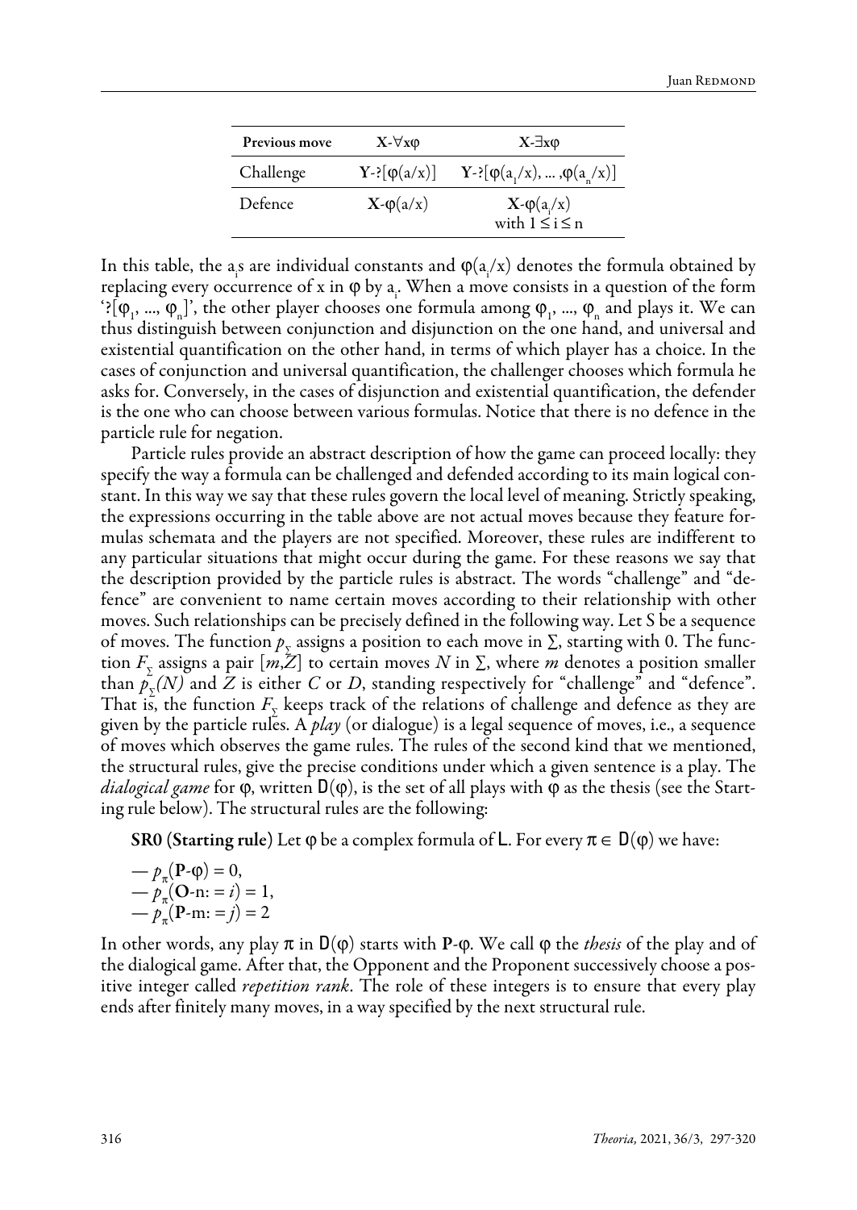| Previous move | $\mathbf{X}$-$\forall x\varphi$ | $\mathbf{X}$-$\exists x\varphi$ |
|---|---|---|
| Challenge | $\mathbf{Y}$-?$[\varphi(a/x)]$ | $\mathbf{Y}$-?$[\varphi(a_1/x), \ldots, \varphi(a_n/x)]$ |
| Defence | $\mathbf{X}$-$\varphi(a/x)$ | $\mathbf{X}$-$\varphi(a_i/x)$ with $1 \leq i \leq n$ |

In this table, the $a_i$s are individual constants and $\varphi(a_i/x)$ denotes the formula obtained by replacing every occurrence of x in $\varphi$ by $a_i$. When a move consists in a question of the form '?$[\varphi_1, \ldots, \varphi_n]$', the other player chooses one formula among $\varphi_1, \ldots, \varphi_n$ and plays it. We can thus distinguish between conjunction and disjunction on the one hand, and universal and existential quantification on the other hand, in terms of which player has a choice. In the cases of conjunction and universal quantification, the challenger chooses which formula he asks for. Conversely, in the cases of disjunction and existential quantification, the defender is the one who can choose between various formulas. Notice that there is no defence in the particle rule for negation.

Particle rules provide an abstract description of how the game can proceed locally: they specify the way a formula can be challenged and defended according to its main logical constant. In this way we say that these rules govern the local level of meaning. Strictly speaking, the expressions occurring in the table above are not actual moves because they feature formulas schemata and the players are not specified. Moreover, these rules are indifferent to any particular situations that might occur during the game. For these reasons we say that the description provided by the particle rules is abstract. The words "challenge" and "defence" are convenient to name certain moves according to their relationship with other moves. Such relationships can be precisely defined in the following way. Let S be a sequence of moves. The function $p_\Sigma$ assigns a position to each move in $\Sigma$, starting with 0. The function $F_\Sigma$ assigns a pair $[m,Z]$ to certain moves $N$ in $\Sigma$, where $m$ denotes a position smaller than $p_\Sigma(N)$ and $Z$ is either $C$ or $D$, standing respectively for "challenge" and "defence". That is, the function $F_\Sigma$ keeps track of the relations of challenge and defence as they are given by the particle rules. A *play* (or dialogue) is a legal sequence of moves, i.e., a sequence of moves which observes the game rules. The rules of the second kind that we mentioned, the structural rules, give the precise conditions under which a given sentence is a play. The *dialogical game* for $\varphi$, written $\mathsf{D}(\varphi)$, is the set of all plays with $\varphi$ as the thesis (see the Starting rule below). The structural rules are the following:

**SR0 (Starting rule)** Let $\varphi$ be a complex formula of $\mathsf{L}$. For every $\pi \in \mathsf{D}(\varphi)$ we have:

— $p_\pi(\mathbf{P}\text{-}\varphi) = 0$,
— $p_\pi(\mathbf{O}\text{-n: } = i) = 1$,
— $p_\pi(\mathbf{P}\text{-m: } = j) = 2$

In other words, any play $\pi$ in $\mathsf{D}(\varphi)$ starts with $\mathbf{P}$-$\varphi$. We call $\varphi$ the *thesis* of the play and of the dialogical game. After that, the Opponent and the Proponent successively choose a positive integer called *repetition rank*. The role of these integers is to ensure that every play ends after finitely many moves, in a way specified by the next structural rule.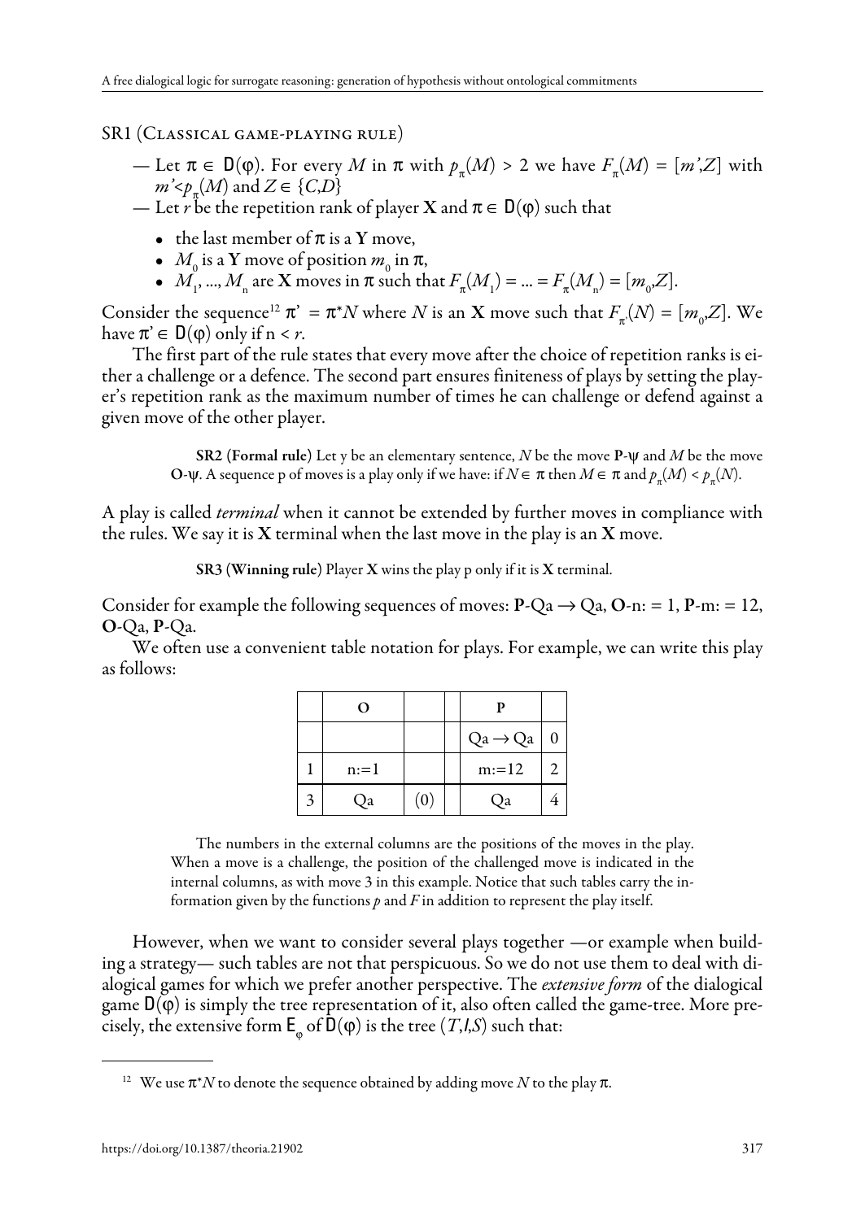SR1 (Classical game-playing rule)

— Let $\pi \in D(\varphi)$. For every $M$ in $\pi$ with $p_\pi(M) > 2$ we have $F_\pi(M) = [m',Z]$ with $m' < p_\pi(M)$ and $Z \in \{C,D\}$

— Let $r$ be the repetition rank of player **X** and $\pi \in D(\varphi)$ such that

- the last member of $\pi$ is a **Y** move,
- $M_0$ is a **Y** move of position $m_0$ in $\pi$,
- $M_1, ..., M_n$ are **X** moves in $\pi$ such that $F_\pi(M_1) = ... = F_\pi(M_n) = [m_0,Z]$.

Consider the sequence[12] $\pi' = \pi^*N$ where $N$ is an **X** move such that $F_{\pi'}(N) = [m_0,Z]$. We have $\pi' \in D(\varphi)$ only if $n < r$.

The first part of the rule states that every move after the choice of repetition ranks is either a challenge or a defence. The second part ensures finiteness of plays by setting the player's repetition rank as the maximum number of times he can challenge or defend against a given move of the other player.

> **SR2 (Formal rule)** Let y be an elementary sentence, $N$ be the move **P**-$\psi$ and $M$ be the move **O**-$\psi$. A sequence p of moves is a play only if we have: if $N \in \pi$ then $M \in \pi$ and $p_\pi(M) < p_\pi(N)$.

A play is called *terminal* when it cannot be extended by further moves in compliance with the rules. We say it is **X** terminal when the last move in the play is an **X** move.

> **SR3 (Winning rule)** Player **X** wins the play p only if it is **X** terminal.

Consider for example the following sequences of moves: **P**-Qa → Qa, **O**-n: = 1, **P**-m: = 12, **O**-Qa, **P**-Qa.

We often use a convenient table notation for plays. For example, we can write this play as follows:

| | O | | | P | |
|---|---|---|---|---|---|
| | | | | Qa → Qa | 0 |
| 1 | n:=1 | | | m:=12 | 2 |
| 3 | Qa | (0) | | Qa | 4 |

> The numbers in the external columns are the positions of the moves in the play. When a move is a challenge, the position of the challenged move is indicated in the internal columns, as with move 3 in this example. Notice that such tables carry the information given by the functions $p$ and $F$ in addition to represent the play itself.

However, when we want to consider several plays together —or example when building a strategy— such tables are not that perspicuous. So we do not use them to deal with dialogical games for which we prefer another perspective. The *extensive form* of the dialogical game $D(\varphi)$ is simply the tree representation of it, also often called the game-tree. More precisely, the extensive form $E_\varphi$ of $D(\varphi)$ is the tree $(T,l,S)$ such that:

[12] We use $\pi^*N$ to denote the sequence obtained by adding move $N$ to the play $\pi$.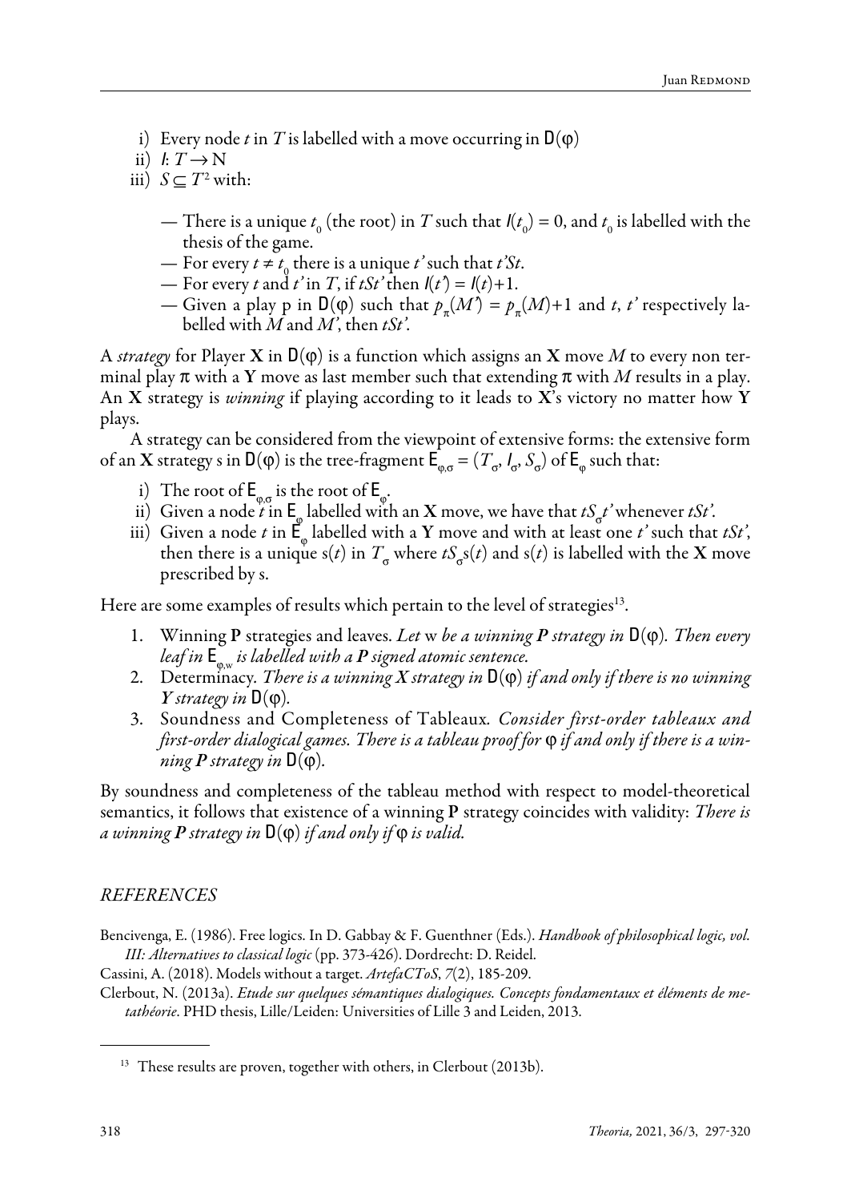i) Every node $t$ in $T$ is labelled with a move occurring in $D(\varphi)$
ii) $l$: $T \rightarrow N$
iii) $S \subseteq T^2$ with:

— There is a unique $t_0$ (the root) in $T$ such that $l(t_0) = 0$, and $t_0$ is labelled with the thesis of the game.
— For every $t \neq t_0$ there is a unique $t'$ such that $t'St$.
— For every $t$ and $t'$ in $T$, if $tSt'$ then $l(t') = l(t)+1$.
— Given a play p in $D(\varphi)$ such that $p_\pi(M') = p_\pi(M)+1$ and $t$, $t'$ respectively labelled with $M$ and $M'$, then $tSt'$.

A *strategy* for Player **X** in $D(\varphi)$ is a function which assigns an **X** move $M$ to every non terminal play $\pi$ with a **Y** move as last member such that extending $\pi$ with $M$ results in a play. An **X** strategy is *winning* if playing according to it leads to **X**'s victory no matter how **Y** plays.

A strategy can be considered from the viewpoint of extensive forms: the extensive form of an **X** strategy s in $D(\varphi)$ is the tree-fragment $E_{\varphi,\sigma} = (T_\sigma, l_\sigma, S_\sigma)$ of $E_\varphi$ such that:

i) The root of $E_{\varphi,\sigma}$ is the root of $E_\varphi$.
ii) Given a node $t$ in $E_\varphi$ labelled with an **X** move, we have that $tS_\sigma t'$ whenever $tSt'$.
iii) Given a node $t$ in $E_\varphi$ labelled with a **Y** move and with at least one $t'$ such that $tSt'$, then there is a unique $s(t)$ in $T_\sigma$ where $tS_\sigma s(t)$ and $s(t)$ is labelled with the **X** move prescribed by s.

Here are some examples of results which pertain to the level of strategies[13].

1. Winning **P** strategies and leaves. *Let* w *be a winning **P** strategy in* $D(\varphi)$*. Then every leaf in* $E_{\varphi,w}$ *is labelled with a **P** signed atomic sentence.*
2. Determinacy. *There is a winning **X** strategy in* $D(\varphi)$ *if and only if there is no winning **Y** strategy in* $D(\varphi)$*.*
3. Soundness and Completeness of Tableaux. *Consider first-order tableaux and first-order dialogical games. There is a tableau proof for* $\varphi$ *if and only if there is a winning **P** strategy in* $D(\varphi)$*.*

By soundness and completeness of the tableau method with respect to model-theoretical semantics, it follows that existence of a winning **P** strategy coincides with validity: *There is a winning **P** strategy in* $D(\varphi)$ *if and only if* $\varphi$ *is valid.*

## *REFERENCES*

Bencivenga, E. (1986). Free logics. In D. Gabbay & F. Guenthner (Eds.). *Handbook of philosophical logic, vol. III: Alternatives to classical logic* (pp. 373-426). Dordrecht: D. Reidel.

Cassini, A. (2018). Models without a target. *ArtefaCToS*, *7*(2), 185-209.

Clerbout, N. (2013a). *Etude sur quelques sémantiques dialogiques. Concepts fondamentaux et éléments de metathéorie*. PHD thesis, Lille/Leiden: Universities of Lille 3 and Leiden, 2013.

[13] These results are proven, together with others, in Clerbout (2013b).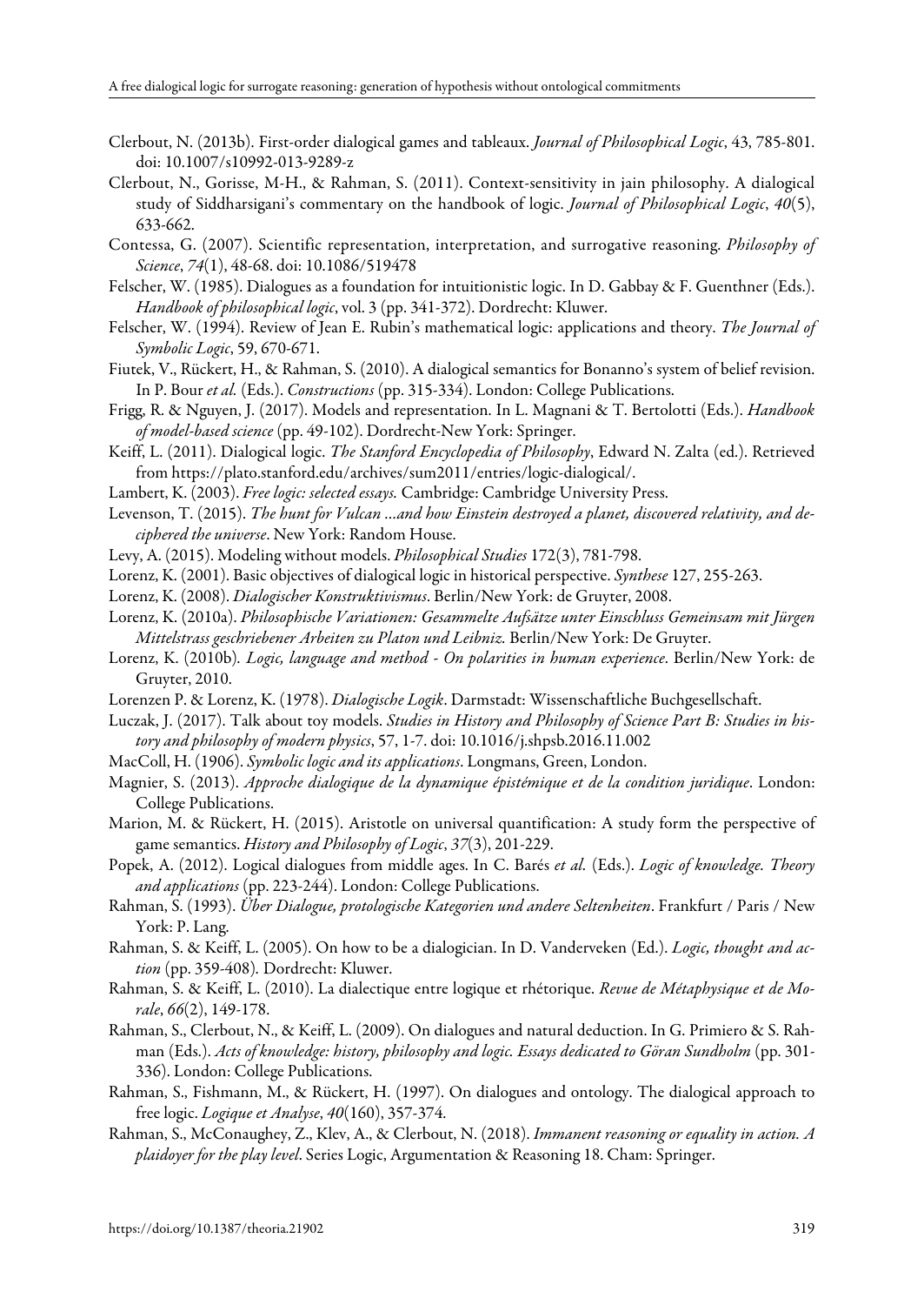Clerbout, N. (2013b). First-order dialogical games and tableaux. *Journal of Philosophical Logic*, 43, 785-801. doi: 10.1007/s10992-013-9289-z

Clerbout, N., Gorisse, M-H., & Rahman, S. (2011). Context-sensitivity in jain philosophy. A dialogical study of Siddharsigani's commentary on the handbook of logic. *Journal of Philosophical Logic*, *40*(5), 633-662.

Contessa, G. (2007). Scientific representation, interpretation, and surrogative reasoning. *Philosophy of Science*, *74*(1), 48-68. doi: 10.1086/519478

Felscher, W. (1985). Dialogues as a foundation for intuitionistic logic. In D. Gabbay & F. Guenthner (Eds.). *Handbook of philosophical logic*, vol. 3 (pp. 341-372). Dordrecht: Kluwer.

Felscher, W. (1994). Review of Jean E. Rubin's mathematical logic: applications and theory. *The Journal of Symbolic Logic*, 59, 670-671.

Fiutek, V., Rückert, H., & Rahman, S. (2010). A dialogical semantics for Bonanno's system of belief revision. In P. Bour *et al.* (Eds.). *Constructions* (pp. 315-334). London: College Publications.

Frigg, R. & Nguyen, J. (2017). Models and representation. In L. Magnani & T. Bertolotti (Eds.). *Handbook of model-based science* (pp. 49-102). Dordrecht-New York: Springer.

Keiff, L. (2011). Dialogical logic. *The Stanford Encyclopedia of Philosophy*, Edward N. Zalta (ed.). Retrieved from https://plato.stanford.edu/archives/sum2011/entries/logic-dialogical/.

Lambert, K. (2003). *Free logic: selected essays.* Cambridge: Cambridge University Press.

Levenson, T. (2015). *The hunt for Vulcan ...and how Einstein destroyed a planet, discovered relativity, and deciphered the universe*. New York: Random House.

Levy, A. (2015). Modeling without models. *Philosophical Studies* 172(3), 781-798.

Lorenz, K. (2001). Basic objectives of dialogical logic in historical perspective. *Synthese* 127, 255-263.

Lorenz, K. (2008). *Dialogischer Konstruktivismus*. Berlin/New York: de Gruyter, 2008.

Lorenz, K. (2010a). *Philosophische Variationen: Gesammelte Aufsätze unter Einschluss Gemeinsam mit Jürgen Mittelstrass geschriebener Arbeiten zu Platon und Leibniz.* Berlin/New York: De Gruyter.

Lorenz, K. (2010b). *Logic, language and method - On polarities in human experience*. Berlin/New York: de Gruyter, 2010.

Lorenzen P. & Lorenz, K. (1978). *Dialogische Logik*. Darmstadt: Wissenschaftliche Buchgesellschaft.

Luczak, J. (2017). Talk about toy models. *Studies in History and Philosophy of Science Part B: Studies in history and philosophy of modern physics*, 57, 1-7. doi: 10.1016/j.shpsb.2016.11.002

MacColl, H. (1906). *Symbolic logic and its applications*. Longmans, Green, London.

Magnier, S. (2013). *Approche dialogique de la dynamique épistémique et de la condition juridique*. London: College Publications.

Marion, M. & Rückert, H. (2015). Aristotle on universal quantification: A study form the perspective of game semantics. *History and Philosophy of Logic*, *37*(3), 201-229.

Popek, A. (2012). Logical dialogues from middle ages. In C. Barés *et al.* (Eds.). *Logic of knowledge. Theory and applications* (pp. 223-244). London: College Publications.

Rahman, S. (1993). *Über Dialogue, protologische Kategorien und andere Seltenheiten*. Frankfurt / Paris / New York: P. Lang.

Rahman, S. & Keiff, L. (2005). On how to be a dialogician. In D. Vanderveken (Ed.). *Logic, thought and action* (pp. 359-408). Dordrecht: Kluwer.

Rahman, S. & Keiff, L. (2010). La dialectique entre logique et rhétorique. *Revue de Métaphysique et de Morale*, *66*(2), 149-178.

Rahman, S., Clerbout, N., & Keiff, L. (2009). On dialogues and natural deduction. In G. Primiero & S. Rahman (Eds.). *Acts of knowledge: history, philosophy and logic. Essays dedicated to Göran Sundholm* (pp. 301-336). London: College Publications.

Rahman, S., Fishmann, M., & Rückert, H. (1997). On dialogues and ontology. The dialogical approach to free logic. *Logique et Analyse*, *40*(160), 357-374.

Rahman, S., McConaughey, Z., Klev, A., & Clerbout, N. (2018). *Immanent reasoning or equality in action. A plaidoyer for the play level*. Series Logic, Argumentation & Reasoning 18. Cham: Springer.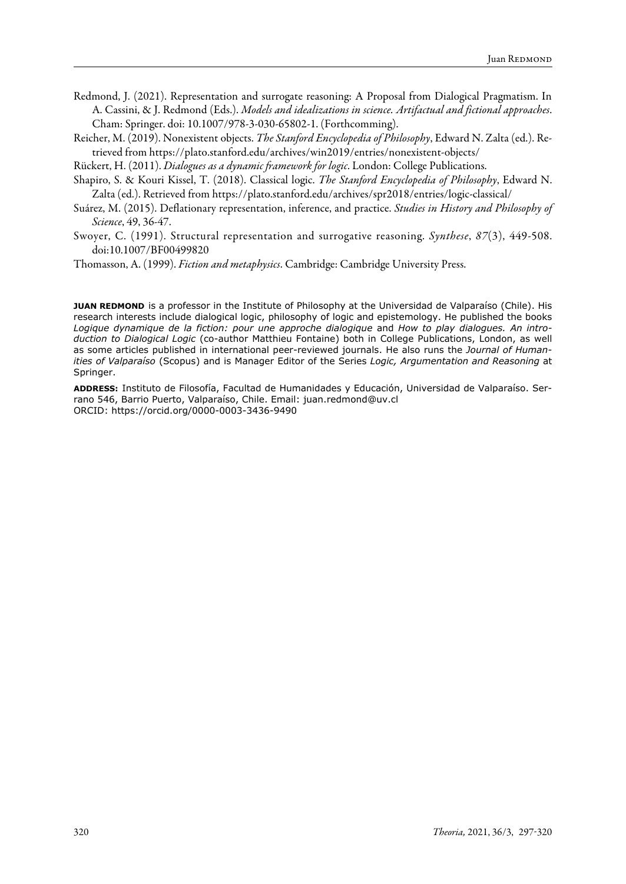Redmond, J. (2021). Representation and surrogate reasoning: A Proposal from Dialogical Pragmatism. In A. Cassini, & J. Redmond (Eds.). *Models and idealizations in science. Artifactual and fictional approaches*. Cham: Springer. doi: 10.1007/978-3-030-65802-1. (Forthcomming).

Reicher, M. (2019). Nonexistent objects. *The Stanford Encyclopedia of Philosophy*, Edward N. Zalta (ed.). Retrieved from https://plato.stanford.edu/archives/win2019/entries/nonexistent-objects/

Rückert, H. (2011). *Dialogues as a dynamic framework for logic*. London: College Publications.

Shapiro, S. & Kouri Kissel, T. (2018). Classical logic. *The Stanford Encyclopedia of Philosophy*, Edward N. Zalta (ed.). Retrieved from https://plato.stanford.edu/archives/spr2018/entries/logic-classical/

Suárez, M. (2015). Deflationary representation, inference, and practice. *Studies in History and Philosophy of Science*, 49, 36-47.

Swoyer, C. (1991). Structural representation and surrogative reasoning. *Synthese*, *87*(3), 449-508. doi:10.1007/BF00499820

Thomasson, A. (1999). *Fiction and metaphysics*. Cambridge: Cambridge University Press.

**JUAN REDMOND** is a professor in the Institute of Philosophy at the Universidad de Valparaíso (Chile). His research interests include dialogical logic, philosophy of logic and epistemology. He published the books *Logique dynamique de la fiction: pour une approche dialogique* and *How to play dialogues. An introduction to Dialogical Logic* (co-author Matthieu Fontaine) both in College Publications, London, as well as some articles published in international peer-reviewed journals. He also runs the *Journal of Humanities of Valparaíso* (Scopus) and is Manager Editor of the Series *Logic, Argumentation and Reasoning* at Springer.

**ADDRESS:** Instituto de Filosofía, Facultad de Humanidades y Educación, Universidad de Valparaíso. Serrano 546, Barrio Puerto, Valparaíso, Chile. Email: juan.redmond@uv.cl
ORCID: https://orcid.org/0000-0003-3436-9490